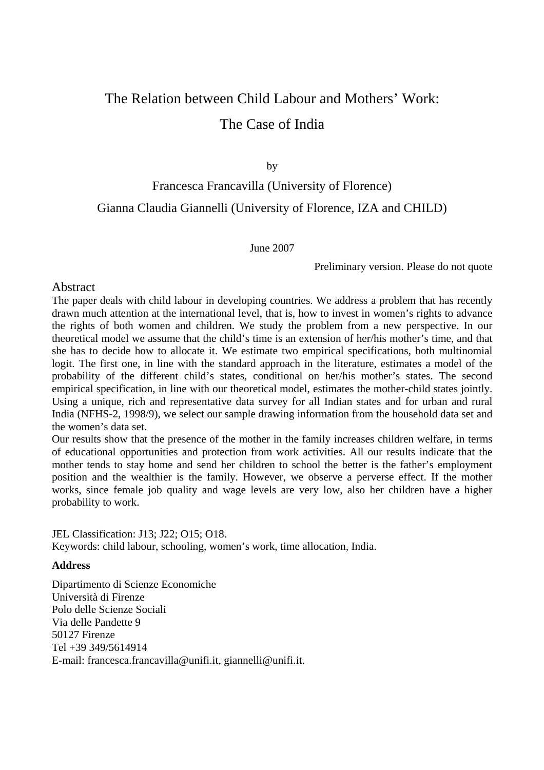# The Relation between Child Labour and Mothers' Work:

# The Case of India

by

Francesca Francavilla (University of Florence)

Gianna Claudia Giannelli (University of Florence, IZA and CHILD)

June 2007

Preliminary version. Please do not quote

## Abstract

The paper deals with child labour in developing countries. We address a problem that has recently drawn much attention at the international level, that is, how to invest in women's rights to advance the rights of both women and children. We study the problem from a new perspective. In our theoretical model we assume that the child's time is an extension of her/his mother's time, and that she has to decide how to allocate it. We estimate two empirical specifications, both multinomial logit. The first one, in line with the standard approach in the literature, estimates a model of the probability of the different child's states, conditional on her/his mother's states. The second empirical specification, in line with our theoretical model, estimates the mother-child states jointly. Using a unique, rich and representative data survey for all Indian states and for urban and rural India (NFHS-2, 1998/9), we select our sample drawing information from the household data set and the women's data set.

Our results show that the presence of the mother in the family increases children welfare, in terms of educational opportunities and protection from work activities. All our results indicate that the mother tends to stay home and send her children to school the better is the father's employment position and the wealthier is the family. However, we observe a perverse effect. If the mother works, since female job quality and wage levels are very low, also her children have a higher probability to work.

JEL Classification: J13; J22; O15; O18.
Keywords: child labour, schooling, women's work, time allocation, India.

**Address**

Dipartimento di Scienze Economiche
Università di Firenze
Polo delle Scienze Sociali
Via delle Pandette 9
50127 Firenze
Tel +39 349/5614914
E-mail: francesca.francavilla@unifi.it, giannelli@unifi.it.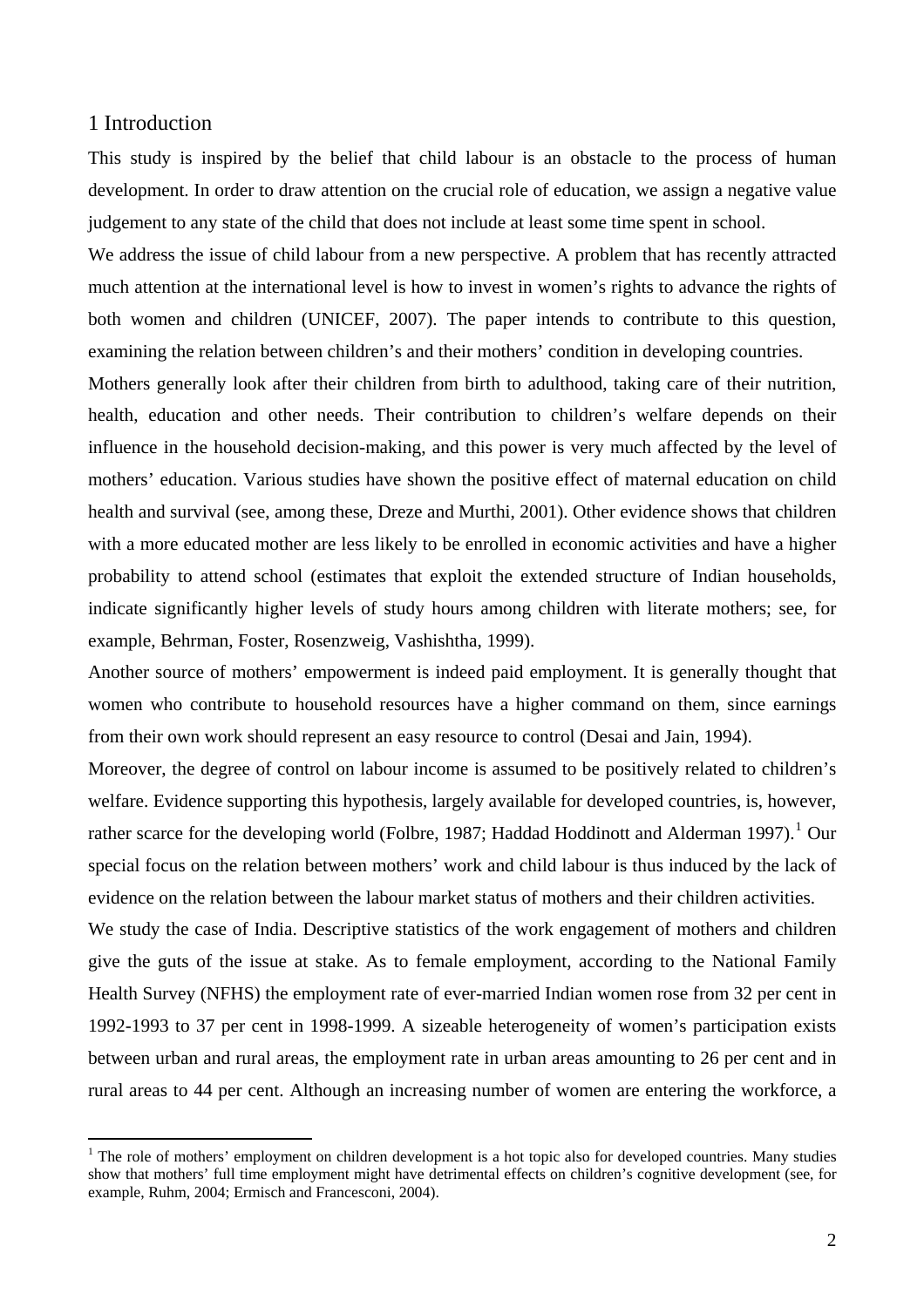# 1 Introduction

This study is inspired by the belief that child labour is an obstacle to the process of human development. In order to draw attention on the crucial role of education, we assign a negative value judgement to any state of the child that does not include at least some time spent in school.

We address the issue of child labour from a new perspective. A problem that has recently attracted much attention at the international level is how to invest in women's rights to advance the rights of both women and children (UNICEF, 2007). The paper intends to contribute to this question, examining the relation between children's and their mothers' condition in developing countries.

Mothers generally look after their children from birth to adulthood, taking care of their nutrition, health, education and other needs. Their contribution to children's welfare depends on their influence in the household decision-making, and this power is very much affected by the level of mothers' education. Various studies have shown the positive effect of maternal education on child health and survival (see, among these, Dreze and Murthi, 2001). Other evidence shows that children with a more educated mother are less likely to be enrolled in economic activities and have a higher probability to attend school (estimates that exploit the extended structure of Indian households, indicate significantly higher levels of study hours among children with literate mothers; see, for example, Behrman, Foster, Rosenzweig, Vashishtha, 1999).

Another source of mothers' empowerment is indeed paid employment. It is generally thought that women who contribute to household resources have a higher command on them, since earnings from their own work should represent an easy resource to control (Desai and Jain, 1994).

Moreover, the degree of control on labour income is assumed to be positively related to children's welfare. Evidence supporting this hypothesis, largely available for developed countries, is, however, rather scarce for the developing world (Folbre, 1987; Haddad Hoddinott and Alderman 1997).[1] Our special focus on the relation between mothers' work and child labour is thus induced by the lack of evidence on the relation between the labour market status of mothers and their children activities.

We study the case of India. Descriptive statistics of the work engagement of mothers and children give the guts of the issue at stake. As to female employment, according to the National Family Health Survey (NFHS) the employment rate of ever-married Indian women rose from 32 per cent in 1992-1993 to 37 per cent in 1998-1999. A sizeable heterogeneity of women's participation exists between urban and rural areas, the employment rate in urban areas amounting to 26 per cent and in rural areas to 44 per cent. Although an increasing number of women are entering the workforce, a

[1] The role of mothers' employment on children development is a hot topic also for developed countries. Many studies show that mothers' full time employment might have detrimental effects on children's cognitive development (see, for example, Ruhm, 2004; Ermisch and Francesconi, 2004).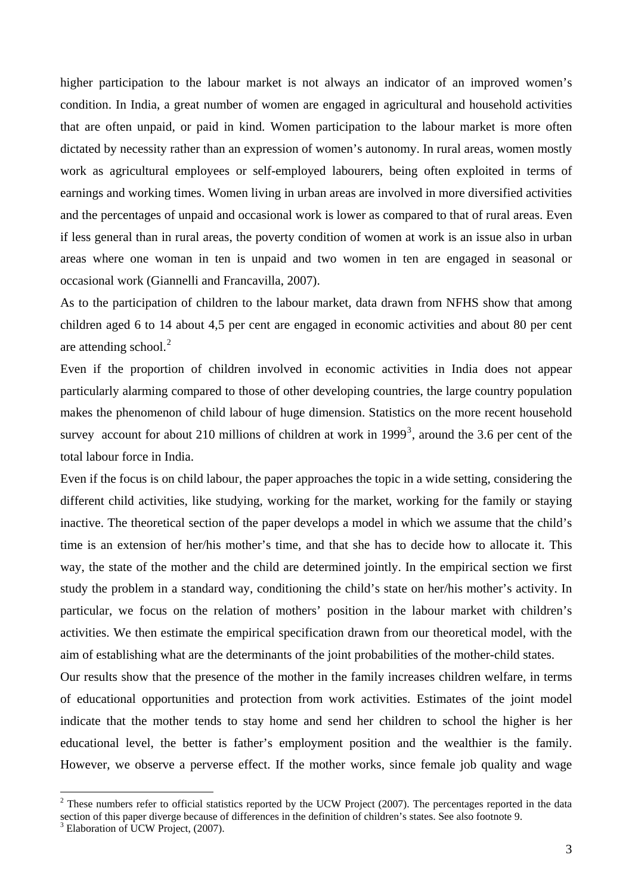higher participation to the labour market is not always an indicator of an improved women's condition. In India, a great number of women are engaged in agricultural and household activities that are often unpaid, or paid in kind. Women participation to the labour market is more often dictated by necessity rather than an expression of women's autonomy. In rural areas, women mostly work as agricultural employees or self-employed labourers, being often exploited in terms of earnings and working times. Women living in urban areas are involved in more diversified activities and the percentages of unpaid and occasional work is lower as compared to that of rural areas. Even if less general than in rural areas, the poverty condition of women at work is an issue also in urban areas where one woman in ten is unpaid and two women in ten are engaged in seasonal or occasional work (Giannelli and Francavilla, 2007).

As to the participation of children to the labour market, data drawn from NFHS show that among children aged 6 to 14 about 4,5 per cent are engaged in economic activities and about 80 per cent are attending school.[2]

Even if the proportion of children involved in economic activities in India does not appear particularly alarming compared to those of other developing countries, the large country population makes the phenomenon of child labour of huge dimension. Statistics on the more recent household survey account for about 210 millions of children at work in 1999[3], around the 3.6 per cent of the total labour force in India.

Even if the focus is on child labour, the paper approaches the topic in a wide setting, considering the different child activities, like studying, working for the market, working for the family or staying inactive. The theoretical section of the paper develops a model in which we assume that the child's time is an extension of her/his mother's time, and that she has to decide how to allocate it. This way, the state of the mother and the child are determined jointly. In the empirical section we first study the problem in a standard way, conditioning the child's state on her/his mother's activity. In particular, we focus on the relation of mothers' position in the labour market with children's activities. We then estimate the empirical specification drawn from our theoretical model, with the aim of establishing what are the determinants of the joint probabilities of the mother-child states.

Our results show that the presence of the mother in the family increases children welfare, in terms of educational opportunities and protection from work activities. Estimates of the joint model indicate that the mother tends to stay home and send her children to school the higher is her educational level, the better is father's employment position and the wealthier is the family. However, we observe a perverse effect. If the mother works, since female job quality and wage

[2] These numbers refer to official statistics reported by the UCW Project (2007). The percentages reported in the data section of this paper diverge because of differences in the definition of children's states. See also footnote 9.

[3] Elaboration of UCW Project, (2007).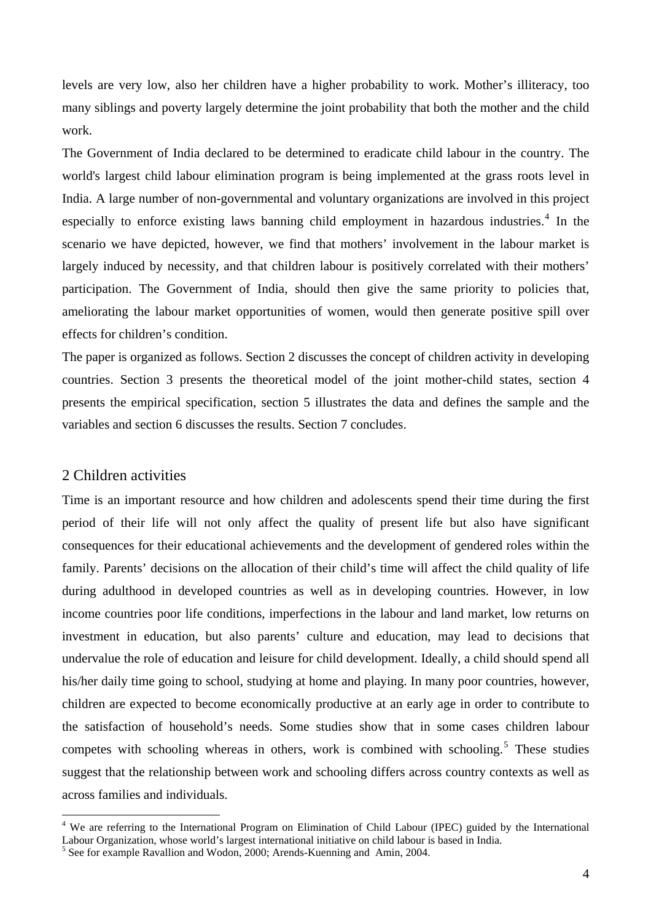levels are very low, also her children have a higher probability to work. Mother's illiteracy, too many siblings and poverty largely determine the joint probability that both the mother and the child work.

The Government of India declared to be determined to eradicate child labour in the country. The world's largest child labour elimination program is being implemented at the grass roots level in India. A large number of non-governmental and voluntary organizations are involved in this project especially to enforce existing laws banning child employment in hazardous industries.[4] In the scenario we have depicted, however, we find that mothers' involvement in the labour market is largely induced by necessity, and that children labour is positively correlated with their mothers' participation. The Government of India, should then give the same priority to policies that, ameliorating the labour market opportunities of women, would then generate positive spill over effects for children's condition.

The paper is organized as follows. Section 2 discusses the concept of children activity in developing countries. Section 3 presents the theoretical model of the joint mother-child states, section 4 presents the empirical specification, section 5 illustrates the data and defines the sample and the variables and section 6 discusses the results. Section 7 concludes.

## 2 Children activities

Time is an important resource and how children and adolescents spend their time during the first period of their life will not only affect the quality of present life but also have significant consequences for their educational achievements and the development of gendered roles within the family. Parents' decisions on the allocation of their child's time will affect the child quality of life during adulthood in developed countries as well as in developing countries. However, in low income countries poor life conditions, imperfections in the labour and land market, low returns on investment in education, but also parents' culture and education, may lead to decisions that undervalue the role of education and leisure for child development. Ideally, a child should spend all his/her daily time going to school, studying at home and playing. In many poor countries, however, children are expected to become economically productive at an early age in order to contribute to the satisfaction of household's needs. Some studies show that in some cases children labour competes with schooling whereas in others, work is combined with schooling.[5] These studies suggest that the relationship between work and schooling differs across country contexts as well as across families and individuals.

[4] We are referring to the International Program on Elimination of Child Labour (IPEC) guided by the International Labour Organization, whose world's largest international initiative on child labour is based in India.

[5] See for example Ravallion and Wodon, 2000; Arends-Kuenning and Amin, 2004.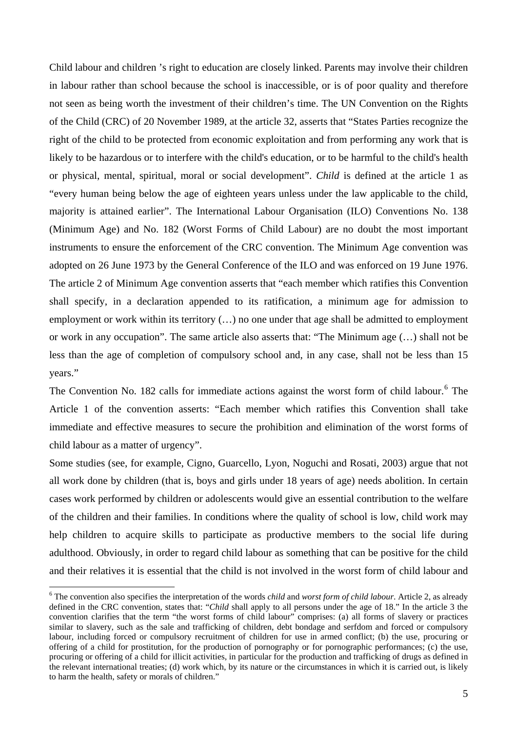Child labour and children 's right to education are closely linked. Parents may involve their children in labour rather than school because the school is inaccessible, or is of poor quality and therefore not seen as being worth the investment of their children's time. The UN Convention on the Rights of the Child (CRC) of 20 November 1989, at the article 32, asserts that "States Parties recognize the right of the child to be protected from economic exploitation and from performing any work that is likely to be hazardous or to interfere with the child's education, or to be harmful to the child's health or physical, mental, spiritual, moral or social development". *Child* is defined at the article 1 as "every human being below the age of eighteen years unless under the law applicable to the child, majority is attained earlier". The International Labour Organisation (ILO) Conventions No. 138 (Minimum Age) and No. 182 (Worst Forms of Child Labour) are no doubt the most important instruments to ensure the enforcement of the CRC convention. The Minimum Age convention was adopted on 26 June 1973 by the General Conference of the ILO and was enforced on 19 June 1976. The article 2 of Minimum Age convention asserts that "each member which ratifies this Convention shall specify, in a declaration appended to its ratification, a minimum age for admission to employment or work within its territory (…) no one under that age shall be admitted to employment or work in any occupation". The same article also asserts that: "The Minimum age (…) shall not be less than the age of completion of compulsory school and, in any case, shall not be less than 15 years."

The Convention No. 182 calls for immediate actions against the worst form of child labour.[6] The Article 1 of the convention asserts: "Each member which ratifies this Convention shall take immediate and effective measures to secure the prohibition and elimination of the worst forms of child labour as a matter of urgency".

Some studies (see, for example, Cigno, Guarcello, Lyon, Noguchi and Rosati, 2003) argue that not all work done by children (that is, boys and girls under 18 years of age) needs abolition. In certain cases work performed by children or adolescents would give an essential contribution to the welfare of the children and their families. In conditions where the quality of school is low, child work may help children to acquire skills to participate as productive members to the social life during adulthood. Obviously, in order to regard child labour as something that can be positive for the child and their relatives it is essential that the child is not involved in the worst form of child labour and

[6] The convention also specifies the interpretation of the words *child* and *worst form of child labour*. Article 2, as already defined in the CRC convention, states that: "*Child* shall apply to all persons under the age of 18." In the article 3 the convention clarifies that the term "the worst forms of child labour" comprises: (a) all forms of slavery or practices similar to slavery, such as the sale and trafficking of children, debt bondage and serfdom and forced or compulsory labour, including forced or compulsory recruitment of children for use in armed conflict; (b) the use, procuring or offering of a child for prostitution, for the production of pornography or for pornographic performances; (c) the use, procuring or offering of a child for illicit activities, in particular for the production and trafficking of drugs as defined in the relevant international treaties; (d) work which, by its nature or the circumstances in which it is carried out, is likely to harm the health, safety or morals of children."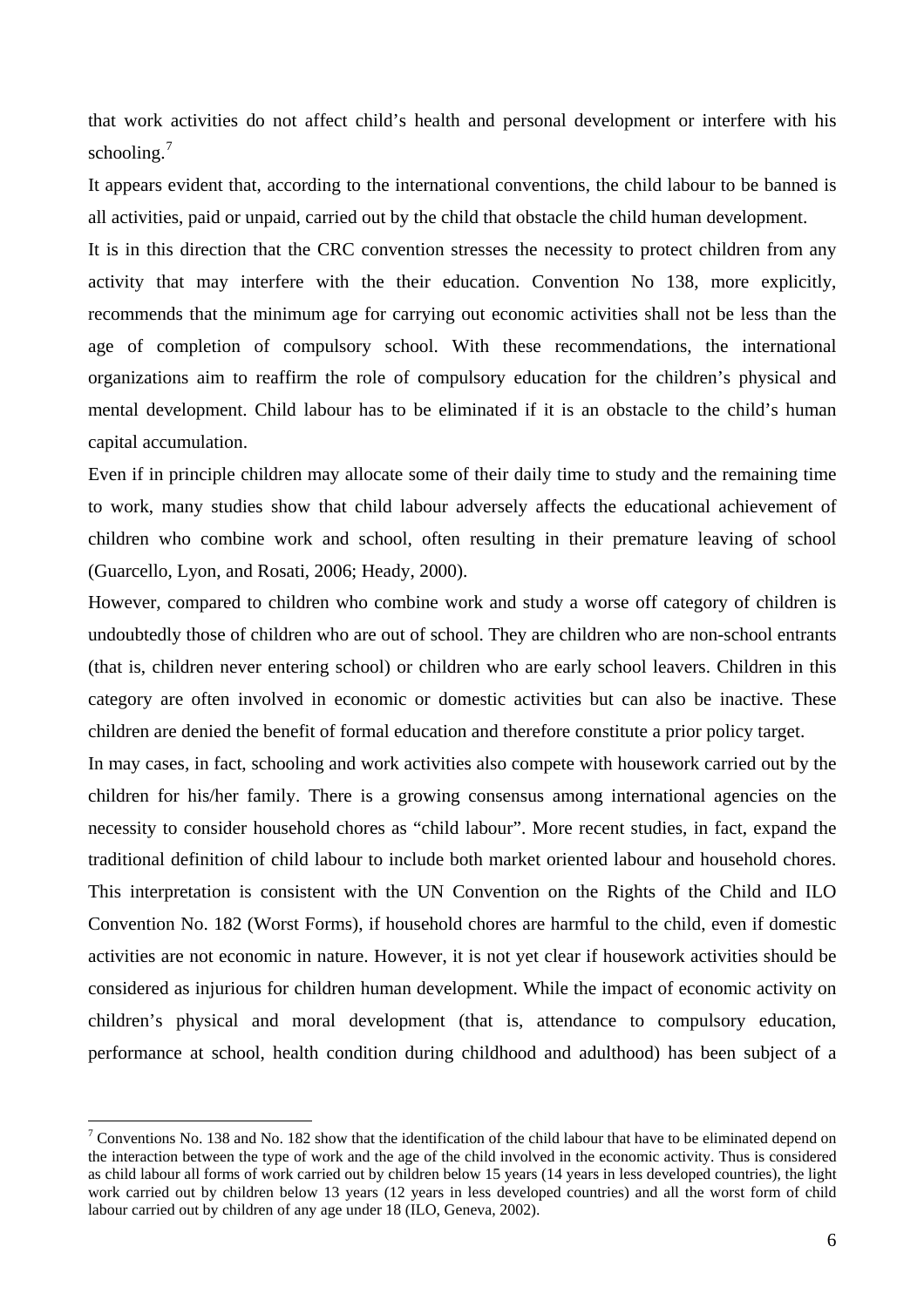that work activities do not affect child's health and personal development or interfere with his schooling.[7]

It appears evident that, according to the international conventions, the child labour to be banned is all activities, paid or unpaid, carried out by the child that obstacle the child human development.

It is in this direction that the CRC convention stresses the necessity to protect children from any activity that may interfere with the their education. Convention No 138, more explicitly, recommends that the minimum age for carrying out economic activities shall not be less than the age of completion of compulsory school. With these recommendations, the international organizations aim to reaffirm the role of compulsory education for the children's physical and mental development. Child labour has to be eliminated if it is an obstacle to the child's human capital accumulation.

Even if in principle children may allocate some of their daily time to study and the remaining time to work, many studies show that child labour adversely affects the educational achievement of children who combine work and school, often resulting in their premature leaving of school (Guarcello, Lyon, and Rosati, 2006; Heady, 2000).

However, compared to children who combine work and study a worse off category of children is undoubtedly those of children who are out of school. They are children who are non-school entrants (that is, children never entering school) or children who are early school leavers. Children in this category are often involved in economic or domestic activities but can also be inactive. These children are denied the benefit of formal education and therefore constitute a prior policy target.

In may cases, in fact, schooling and work activities also compete with housework carried out by the children for his/her family. There is a growing consensus among international agencies on the necessity to consider household chores as "child labour". More recent studies, in fact, expand the traditional definition of child labour to include both market oriented labour and household chores. This interpretation is consistent with the UN Convention on the Rights of the Child and ILO Convention No. 182 (Worst Forms), if household chores are harmful to the child, even if domestic activities are not economic in nature. However, it is not yet clear if housework activities should be considered as injurious for children human development. While the impact of economic activity on children's physical and moral development (that is, attendance to compulsory education, performance at school, health condition during childhood and adulthood) has been subject of a

---

[7] Conventions No. 138 and No. 182 show that the identification of the child labour that have to be eliminated depend on the interaction between the type of work and the age of the child involved in the economic activity. Thus is considered as child labour all forms of work carried out by children below 15 years (14 years in less developed countries), the light work carried out by children below 13 years (12 years in less developed countries) and all the worst form of child labour carried out by children of any age under 18 (ILO, Geneva, 2002).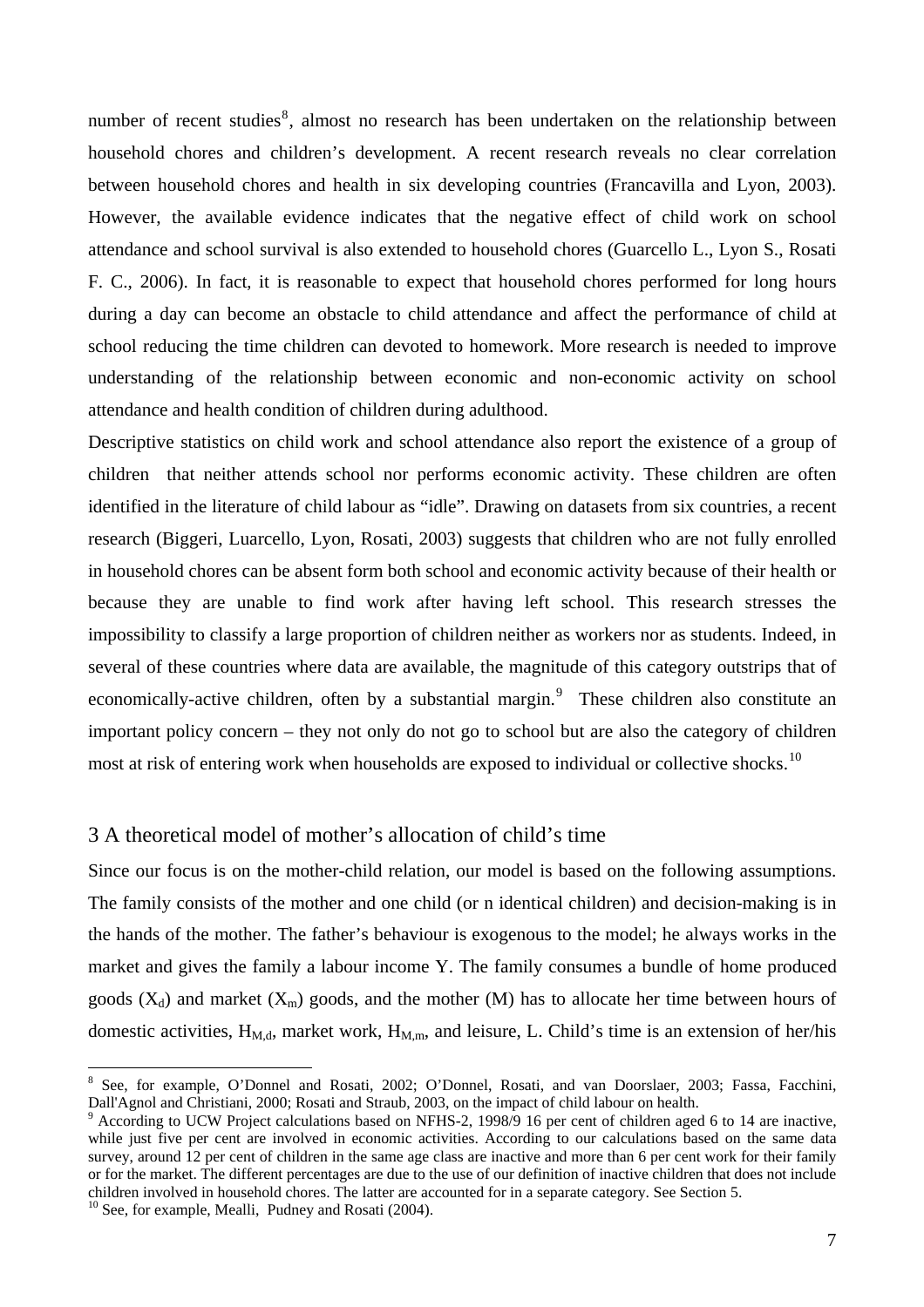number of recent studies[8], almost no research has been undertaken on the relationship between household chores and children's development. A recent research reveals no clear correlation between household chores and health in six developing countries (Francavilla and Lyon, 2003). However, the available evidence indicates that the negative effect of child work on school attendance and school survival is also extended to household chores (Guarcello L., Lyon S., Rosati F. C., 2006). In fact, it is reasonable to expect that household chores performed for long hours during a day can become an obstacle to child attendance and affect the performance of child at school reducing the time children can devoted to homework. More research is needed to improve understanding of the relationship between economic and non-economic activity on school attendance and health condition of children during adulthood.

Descriptive statistics on child work and school attendance also report the existence of a group of children that neither attends school nor performs economic activity. These children are often identified in the literature of child labour as "idle". Drawing on datasets from six countries, a recent research (Biggeri, Luarcello, Lyon, Rosati, 2003) suggests that children who are not fully enrolled in household chores can be absent form both school and economic activity because of their health or because they are unable to find work after having left school. This research stresses the impossibility to classify a large proportion of children neither as workers nor as students. Indeed, in several of these countries where data are available, the magnitude of this category outstrips that of economically-active children, often by a substantial margin.[9] These children also constitute an important policy concern – they not only do not go to school but are also the category of children most at risk of entering work when households are exposed to individual or collective shocks.[10]

## 3 A theoretical model of mother's allocation of child's time

Since our focus is on the mother-child relation, our model is based on the following assumptions. The family consists of the mother and one child (or n identical children) and decision-making is in the hands of the mother. The father's behaviour is exogenous to the model; he always works in the market and gives the family a labour income Y. The family consumes a bundle of home produced goods ($X_d$) and market ($X_m$) goods, and the mother (M) has to allocate her time between hours of domestic activities, $H_{M,d}$, market work, $H_{M,m}$, and leisure, L. Child's time is an extension of her/his

---

[8] See, for example, O'Donnel and Rosati, 2002; O'Donnel, Rosati, and van Doorslaer, 2003; Fassa, Facchini, Dall'Agnol and Christiani, 2000; Rosati and Straub, 2003, on the impact of child labour on health.

[9] According to UCW Project calculations based on NFHS-2, 1998/9 16 per cent of children aged 6 to 14 are inactive, while just five per cent are involved in economic activities. According to our calculations based on the same data survey, around 12 per cent of children in the same age class are inactive and more than 6 per cent work for their family or for the market. The different percentages are due to the use of our definition of inactive children that does not include children involved in household chores. The latter are accounted for in a separate category. See Section 5.

[10] See, for example, Mealli, Pudney and Rosati (2004).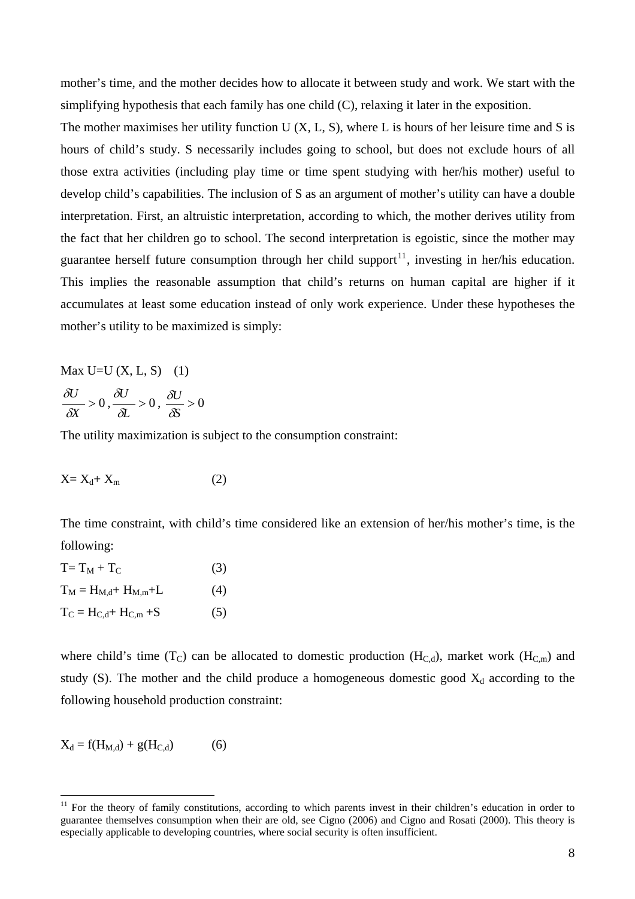mother's time, and the mother decides how to allocate it between study and work. We start with the simplifying hypothesis that each family has one child (C), relaxing it later in the exposition.

The mother maximises her utility function U (X, L, S), where L is hours of her leisure time and S is hours of child's study. S necessarily includes going to school, but does not exclude hours of all those extra activities (including play time or time spent studying with her/his mother) useful to develop child's capabilities. The inclusion of S as an argument of mother's utility can have a double interpretation. First, an altruistic interpretation, according to which, the mother derives utility from the fact that her children go to school. The second interpretation is egoistic, since the mother may guarantee herself future consumption through her child support[11], investing in her/his education. This implies the reasonable assumption that child's returns on human capital are higher if it accumulates at least some education instead of only work experience. Under these hypotheses the mother's utility to be maximized is simply:

$$\text{Max } U = U(X, L, S) \quad (1)$$

$$\frac{\delta U}{\delta X} > 0, \frac{\delta U}{\delta L} > 0, \frac{\delta U}{\delta S} > 0$$

The utility maximization is subject to the consumption constraint:

$$X = X_d + X_m \quad (2)$$

The time constraint, with child's time considered like an extension of her/his mother's time, is the following:

$$T = T_M + T_C \quad (3)$$

$$T_M = H_{M,d} + H_{M,m} + L \quad (4)$$

$$T_C = H_{C,d} + H_{C,m} + S \quad (5)$$

where child's time ($T_C$) can be allocated to domestic production ($H_{C,d}$), market work ($H_{C,m}$) and study (S). The mother and the child produce a homogeneous domestic good $X_d$ according to the following household production constraint:

$$X_d = f(H_{M,d}) + g(H_{C,d}) \quad (6)$$

[11] For the theory of family constitutions, according to which parents invest in their children's education in order to guarantee themselves consumption when their are old, see Cigno (2006) and Cigno and Rosati (2000). This theory is especially applicable to developing countries, where social security is often insufficient.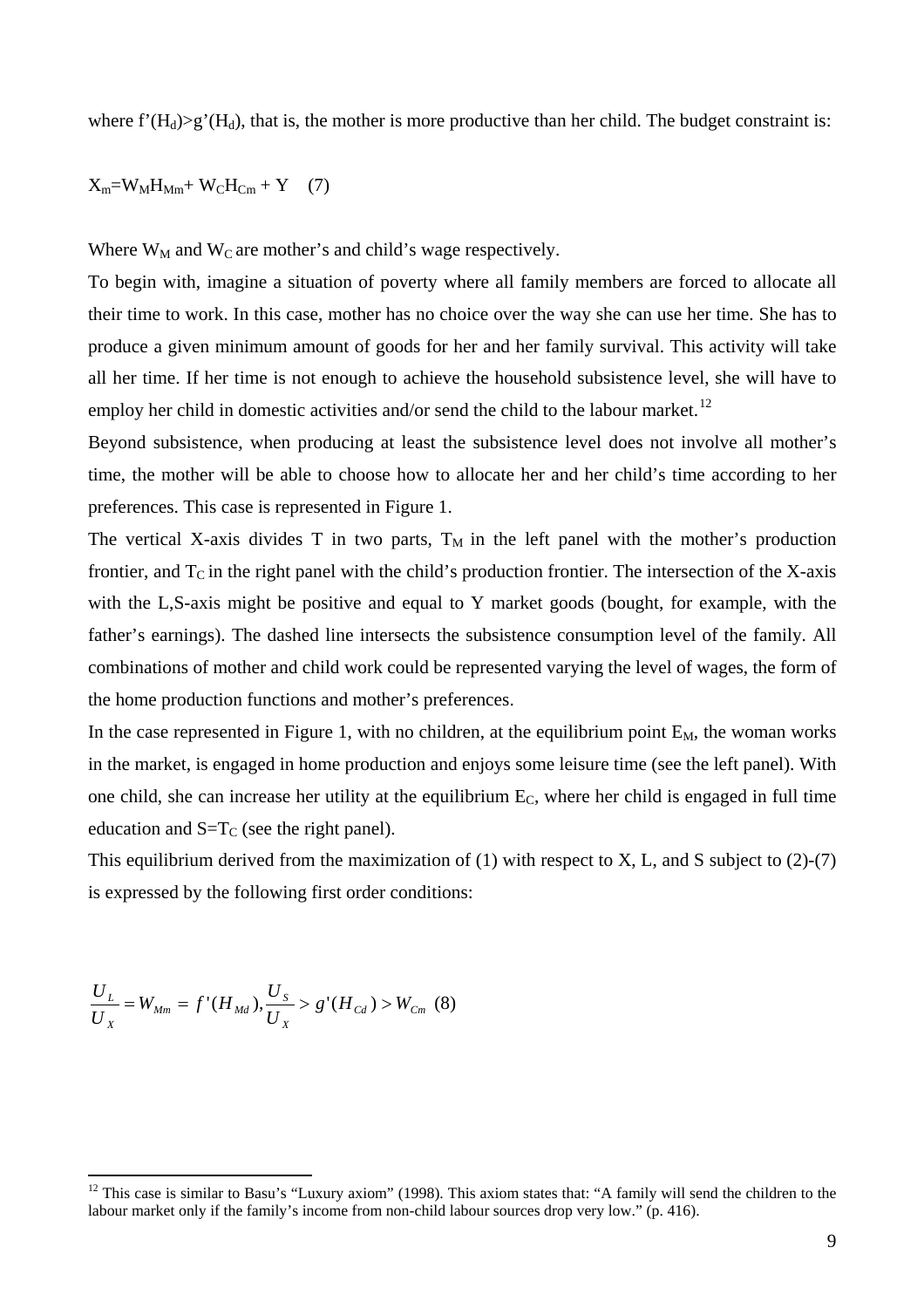where $f'(H_d)>g'(H_d)$, that is, the mother is more productive than her child. The budget constraint is:

$$X_m=W_M H_{Mm}+ W_C H_{Cm} + Y \quad (7)$$

Where $W_M$ and $W_C$ are mother's and child's wage respectively.

To begin with, imagine a situation of poverty where all family members are forced to allocate all their time to work. In this case, mother has no choice over the way she can use her time. She has to produce a given minimum amount of goods for her and her family survival. This activity will take all her time. If her time is not enough to achieve the household subsistence level, she will have to employ her child in domestic activities and/or send the child to the labour market.[12]

Beyond subsistence, when producing at least the subsistence level does not involve all mother's time, the mother will be able to choose how to allocate her and her child's time according to her preferences. This case is represented in Figure 1.

The vertical X-axis divides T in two parts, $T_M$ in the left panel with the mother's production frontier, and $T_C$ in the right panel with the child's production frontier. The intersection of the X-axis with the L,S-axis might be positive and equal to Y market goods (bought, for example, with the father's earnings). The dashed line intersects the subsistence consumption level of the family. All combinations of mother and child work could be represented varying the level of wages, the form of the home production functions and mother's preferences.

In the case represented in Figure 1, with no children, at the equilibrium point $E_M$, the woman works in the market, is engaged in home production and enjoys some leisure time (see the left panel). With one child, she can increase her utility at the equilibrium $E_C$, where her child is engaged in full time education and $S=T_C$ (see the right panel).

This equilibrium derived from the maximization of (1) with respect to X, L, and S subject to (2)-(7) is expressed by the following first order conditions:

$$\frac{U_L}{U_X} = W_{Mm} = f'(H_{Md}), \frac{U_S}{U_X} > g'(H_{Cd}) > W_{Cm} \quad (8)$$

[12] This case is similar to Basu's "Luxury axiom" (1998). This axiom states that: "A family will send the children to the labour market only if the family's income from non-child labour sources drop very low." (p. 416).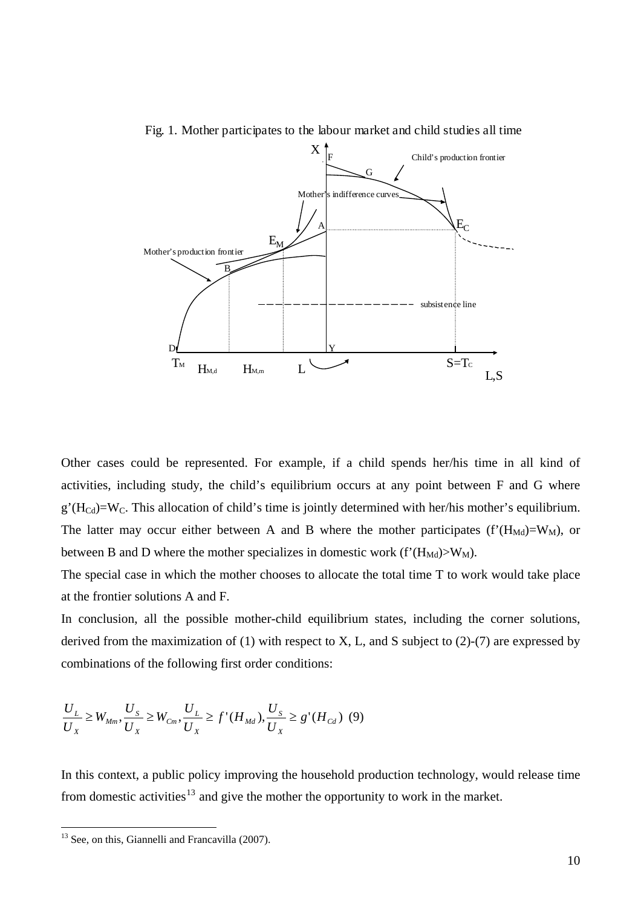Fig. 1. Mother participates to the labour market and child studies all time

X
F
G
Child's production frontier
Mother's indifference curves
A
$E_C$
$E_M$
Mother's production frontier
B
subsistence line
D
Y
$T_M$
$H_{M,d}$
$H_{M,m}$
L
$S=T_C$
L,S

Other cases could be represented. For example, if a child spends her/his time in all kind of activities, including study, the child's equilibrium occurs at any point between F and G where $g'(H_{Cd})=W_C$. This allocation of child's time is jointly determined with her/his mother's equilibrium. The latter may occur either between A and B where the mother participates ($f'(H_{Md})=W_M$), or between B and D where the mother specializes in domestic work ($f'(H_{Md})>W_M$).

The special case in which the mother chooses to allocate the total time T to work would take place at the frontier solutions A and F.

In conclusion, all the possible mother-child equilibrium states, including the corner solutions, derived from the maximization of (1) with respect to X, L, and S subject to (2)-(7) are expressed by combinations of the following first order conditions:

$$\frac{U_L}{U_X} \geq W_{Mm}, \frac{U_S}{U_X} \geq W_{Cm}, \frac{U_L}{U_X} \geq f'(H_{Md}), \frac{U_S}{U_X} \geq g'(H_{Cd}) \quad (9)$$

In this context, a public policy improving the household production technology, would release time from domestic activities[13] and give the mother the opportunity to work in the market.

[13] See, on this, Giannelli and Francavilla (2007).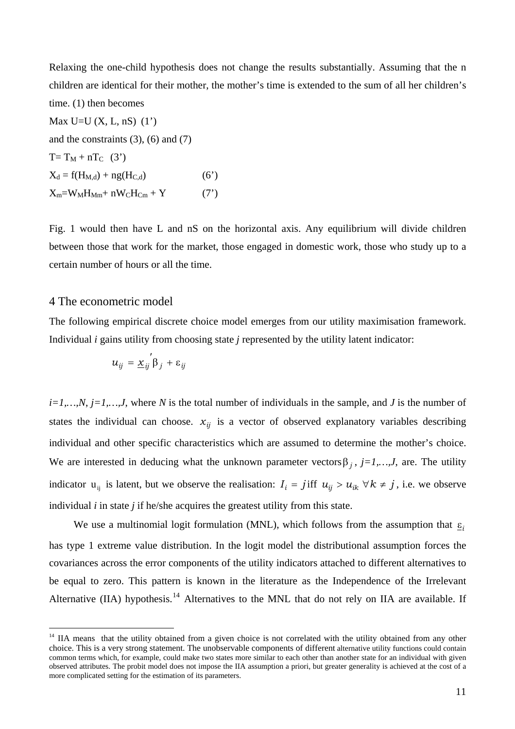Relaxing the one-child hypothesis does not change the results substantially. Assuming that the n children are identical for their mother, the mother's time is extended to the sum of all her children's time. (1) then becomes

Max $U=U(X, L, nS)$ (1')

and the constraints (3), (6) and (7)

$T= T_M + nT_C$ (3')

$X_d = f(H_{M,d}) + ng(H_{C,d})$ (6')

$X_m=W_M H_{Mm}+ nW_C H_{Cm} + Y$ (7')

Fig. 1 would then have L and nS on the horizontal axis. Any equilibrium will divide children between those that work for the market, those engaged in domestic work, those who study up to a certain number of hours or all the time.

## 4 The econometric model

The following empirical discrete choice model emerges from our utility maximisation framework. Individual *i* gains utility from choosing state *j* represented by the utility latent indicator:

$$u_{ij} = \underline{x}_{ij}{}' \beta_j + \varepsilon_{ij}$$

*i=1,…,N*, *j=1,…,J*, where *N* is the total number of individuals in the sample, and *J* is the number of states the individual can choose. $x_{ij}$ is a vector of observed explanatory variables describing individual and other specific characteristics which are assumed to determine the mother's choice. We are interested in deducing what the unknown parameter vectors $\beta_j$, *j=1,…,J*, are. The utility indicator $u_{ij}$ is latent, but we observe the realisation: $I_i = j$ iff $u_{ij} > u_{ik} \ \forall k \neq j$, i.e. we observe individual *i* in state *j* if he/she acquires the greatest utility from this state.

We use a multinomial logit formulation (MNL), which follows from the assumption that $\underline{\varepsilon}_i$ has type 1 extreme value distribution. In the logit model the distributional assumption forces the covariances across the error components of the utility indicators attached to different alternatives to be equal to zero. This pattern is known in the literature as the Independence of the Irrelevant Alternative (IIA) hypothesis.[14] Alternatives to the MNL that do not rely on IIA are available. If

[14] IIA means that the utility obtained from a given choice is not correlated with the utility obtained from any other choice. This is a very strong statement. The unobservable components of different alternative utility functions could contain common terms which, for example, could make two states more similar to each other than another state for an individual with given observed attributes. The probit model does not impose the IIA assumption a priori, but greater generality is achieved at the cost of a more complicated setting for the estimation of its parameters.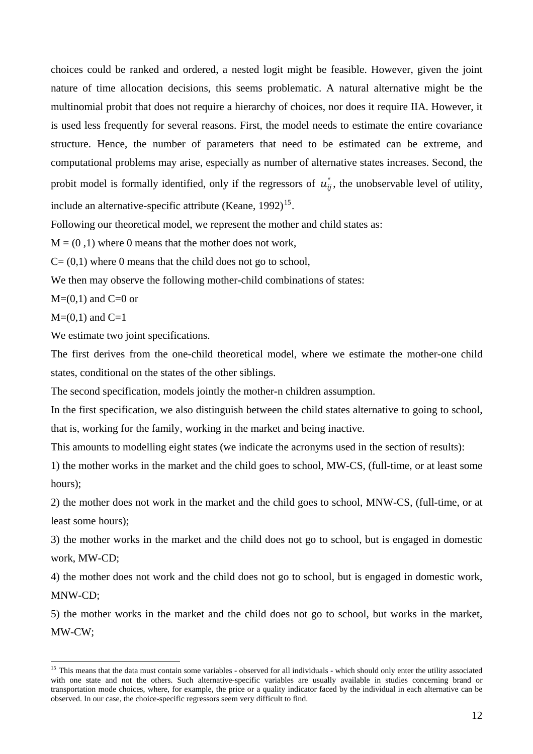choices could be ranked and ordered, a nested logit might be feasible. However, given the joint nature of time allocation decisions, this seems problematic. A natural alternative might be the multinomial probit that does not require a hierarchy of choices, nor does it require IIA. However, it is used less frequently for several reasons. First, the model needs to estimate the entire covariance structure. Hence, the number of parameters that need to be estimated can be extreme, and computational problems may arise, especially as number of alternative states increases. Second, the probit model is formally identified, only if the regressors of $u_{ij}^{*}$, the unobservable level of utility, include an alternative-specific attribute (Keane, 1992)[15].

Following our theoretical model, we represent the mother and child states as:

M = (0 ,1) where 0 means that the mother does not work,

C= (0,1) where 0 means that the child does not go to school,

We then may observe the following mother-child combinations of states:

M=(0,1) and C=0 or

M=(0,1) and C=1

We estimate two joint specifications.

The first derives from the one-child theoretical model, where we estimate the mother-one child states, conditional on the states of the other siblings.

The second specification, models jointly the mother-n children assumption.

In the first specification, we also distinguish between the child states alternative to going to school, that is, working for the family, working in the market and being inactive.

This amounts to modelling eight states (we indicate the acronyms used in the section of results):

1) the mother works in the market and the child goes to school, MW-CS, (full-time, or at least some hours);

2) the mother does not work in the market and the child goes to school, MNW-CS, (full-time, or at least some hours);

3) the mother works in the market and the child does not go to school, but is engaged in domestic work, MW-CD;

4) the mother does not work and the child does not go to school, but is engaged in domestic work, MNW-CD;

5) the mother works in the market and the child does not go to school, but works in the market, MW-CW;

---

[15] This means that the data must contain some variables - observed for all individuals - which should only enter the utility associated with one state and not the others. Such alternative-specific variables are usually available in studies concerning brand or transportation mode choices, where, for example, the price or a quality indicator faced by the individual in each alternative can be observed. In our case, the choice-specific regressors seem very difficult to find.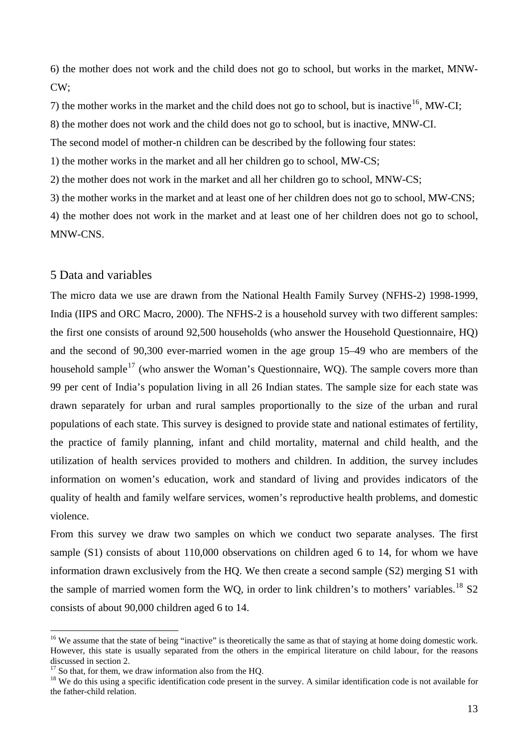6) the mother does not work and the child does not go to school, but works in the market, MNW-CW;

7) the mother works in the market and the child does not go to school, but is inactive[16], MW-CI;

8) the mother does not work and the child does not go to school, but is inactive, MNW-CI.

The second model of mother-n children can be described by the following four states:

1) the mother works in the market and all her children go to school, MW-CS;

2) the mother does not work in the market and all her children go to school, MNW-CS;

3) the mother works in the market and at least one of her children does not go to school, MW-CNS;

4) the mother does not work in the market and at least one of her children does not go to school, MNW-CNS.

## 5 Data and variables

The micro data we use are drawn from the National Health Family Survey (NFHS-2) 1998-1999, India (IIPS and ORC Macro, 2000). The NFHS-2 is a household survey with two different samples: the first one consists of around 92,500 households (who answer the Household Questionnaire, HQ) and the second of 90,300 ever-married women in the age group 15–49 who are members of the household sample[17] (who answer the Woman's Questionnaire, WQ). The sample covers more than 99 per cent of India's population living in all 26 Indian states. The sample size for each state was drawn separately for urban and rural samples proportionally to the size of the urban and rural populations of each state. This survey is designed to provide state and national estimates of fertility, the practice of family planning, infant and child mortality, maternal and child health, and the utilization of health services provided to mothers and children. In addition, the survey includes information on women's education, work and standard of living and provides indicators of the quality of health and family welfare services, women's reproductive health problems, and domestic violence.

From this survey we draw two samples on which we conduct two separate analyses. The first sample (S1) consists of about 110,000 observations on children aged 6 to 14, for whom we have information drawn exclusively from the HQ. We then create a second sample (S2) merging S1 with the sample of married women form the WQ, in order to link children's to mothers' variables.[18] S2 consists of about 90,000 children aged 6 to 14.

---

[16] We assume that the state of being "inactive" is theoretically the same as that of staying at home doing domestic work. However, this state is usually separated from the others in the empirical literature on child labour, for the reasons discussed in section 2.

[17] So that, for them, we draw information also from the HQ.

[18] We do this using a specific identification code present in the survey. A similar identification code is not available for the father-child relation.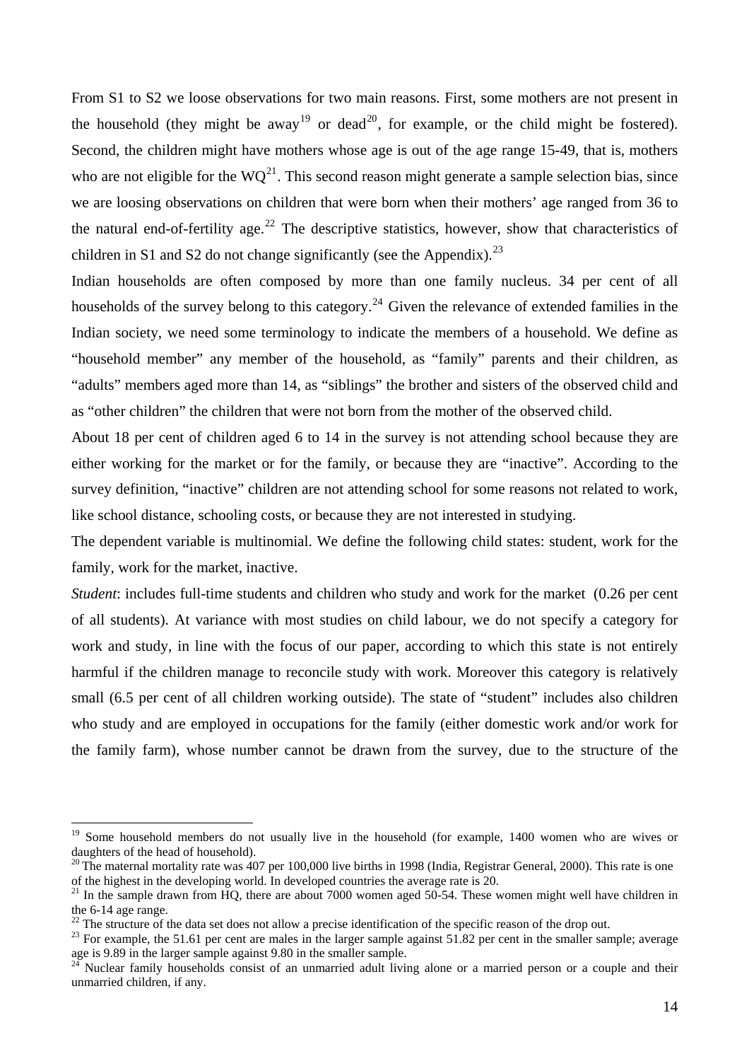From S1 to S2 we loose observations for two main reasons. First, some mothers are not present in the household (they might be away[19] or dead[20], for example, or the child might be fostered). Second, the children might have mothers whose age is out of the age range 15-49, that is, mothers who are not eligible for the WQ[21]. This second reason might generate a sample selection bias, since we are loosing observations on children that were born when their mothers' age ranged from 36 to the natural end-of-fertility age.[22] The descriptive statistics, however, show that characteristics of children in S1 and S2 do not change significantly (see the Appendix).[23]

Indian households are often composed by more than one family nucleus. 34 per cent of all households of the survey belong to this category.[24] Given the relevance of extended families in the Indian society, we need some terminology to indicate the members of a household. We define as "household member" any member of the household, as "family" parents and their children, as "adults" members aged more than 14, as "siblings" the brother and sisters of the observed child and as "other children" the children that were not born from the mother of the observed child.

About 18 per cent of children aged 6 to 14 in the survey is not attending school because they are either working for the market or for the family, or because they are "inactive". According to the survey definition, "inactive" children are not attending school for some reasons not related to work, like school distance, schooling costs, or because they are not interested in studying.

The dependent variable is multinomial. We define the following child states: student, work for the family, work for the market, inactive.

*Student*: includes full-time students and children who study and work for the market (0.26 per cent of all students). At variance with most studies on child labour, we do not specify a category for work and study, in line with the focus of our paper, according to which this state is not entirely harmful if the children manage to reconcile study with work. Moreover this category is relatively small (6.5 per cent of all children working outside). The state of "student" includes also children who study and are employed in occupations for the family (either domestic work and/or work for the family farm), whose number cannot be drawn from the survey, due to the structure of the

---

[19] Some household members do not usually live in the household (for example, 1400 women who are wives or daughters of the head of household).

[20] The maternal mortality rate was 407 per 100,000 live births in 1998 (India, Registrar General, 2000). This rate is one of the highest in the developing world. In developed countries the average rate is 20.

[21] In the sample drawn from HQ, there are about 7000 women aged 50-54. These women might well have children in the 6-14 age range.

[22] The structure of the data set does not allow a precise identification of the specific reason of the drop out.

[23] For example, the 51.61 per cent are males in the larger sample against 51.82 per cent in the smaller sample; average age is 9.89 in the larger sample against 9.80 in the smaller sample.

[24] Nuclear family households consist of an unmarried adult living alone or a married person or a couple and their unmarried children, if any.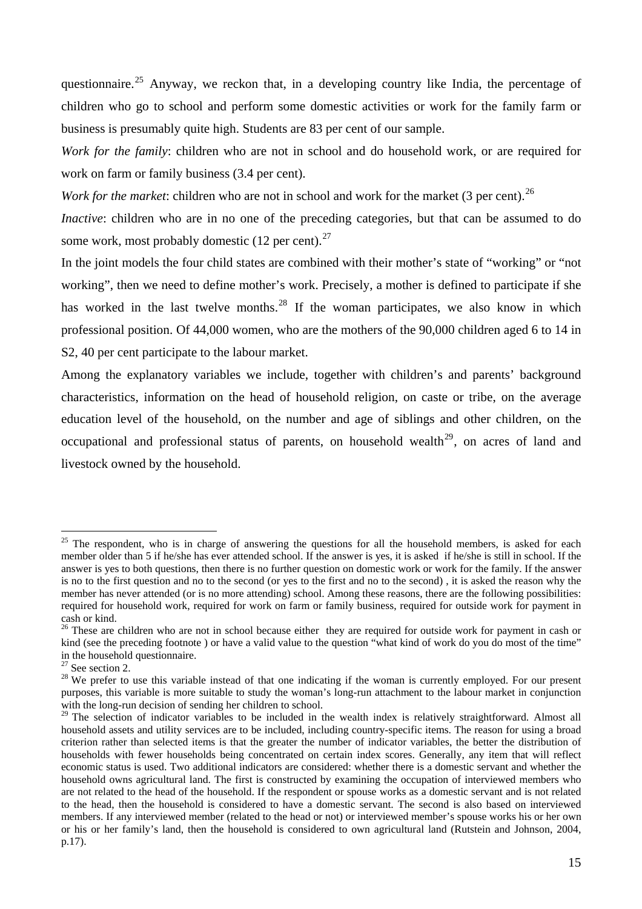questionnaire.[25] Anyway, we reckon that, in a developing country like India, the percentage of children who go to school and perform some domestic activities or work for the family farm or business is presumably quite high. Students are 83 per cent of our sample.

*Work for the family*: children who are not in school and do household work, or are required for work on farm or family business (3.4 per cent).

*Work for the market*: children who are not in school and work for the market (3 per cent).[26]

*Inactive*: children who are in no one of the preceding categories, but that can be assumed to do some work, most probably domestic (12 per cent).[27]

In the joint models the four child states are combined with their mother's state of "working" or "not working", then we need to define mother's work. Precisely, a mother is defined to participate if she has worked in the last twelve months.[28] If the woman participates, we also know in which professional position. Of 44,000 women, who are the mothers of the 90,000 children aged 6 to 14 in S2, 40 per cent participate to the labour market.

Among the explanatory variables we include, together with children's and parents' background characteristics, information on the head of household religion, on caste or tribe, on the average education level of the household, on the number and age of siblings and other children, on the occupational and professional status of parents, on household wealth[29], on acres of land and livestock owned by the household.

---

[25] The respondent, who is in charge of answering the questions for all the household members, is asked for each member older than 5 if he/she has ever attended school. If the answer is yes, it is asked if he/she is still in school. If the answer is yes to both questions, then there is no further question on domestic work or work for the family. If the answer is no to the first question and no to the second (or yes to the first and no to the second) , it is asked the reason why the member has never attended (or is no more attending) school. Among these reasons, there are the following possibilities: required for household work, required for work on farm or family business, required for outside work for payment in cash or kind.

[26] These are children who are not in school because either they are required for outside work for payment in cash or kind (see the preceding footnote ) or have a valid value to the question "what kind of work do you do most of the time" in the household questionnaire.

[27] See section 2.

[28] We prefer to use this variable instead of that one indicating if the woman is currently employed. For our present purposes, this variable is more suitable to study the woman's long-run attachment to the labour market in conjunction with the long-run decision of sending her children to school.

[29] The selection of indicator variables to be included in the wealth index is relatively straightforward. Almost all household assets and utility services are to be included, including country-specific items. The reason for using a broad criterion rather than selected items is that the greater the number of indicator variables, the better the distribution of households with fewer households being concentrated on certain index scores. Generally, any item that will reflect economic status is used. Two additional indicators are considered: whether there is a domestic servant and whether the household owns agricultural land. The first is constructed by examining the occupation of interviewed members who are not related to the head of the household. If the respondent or spouse works as a domestic servant and is not related to the head, then the household is considered to have a domestic servant. The second is also based on interviewed members. If any interviewed member (related to the head or not) or interviewed member's spouse works his or her own or his or her family's land, then the household is considered to own agricultural land (Rutstein and Johnson, 2004, p.17).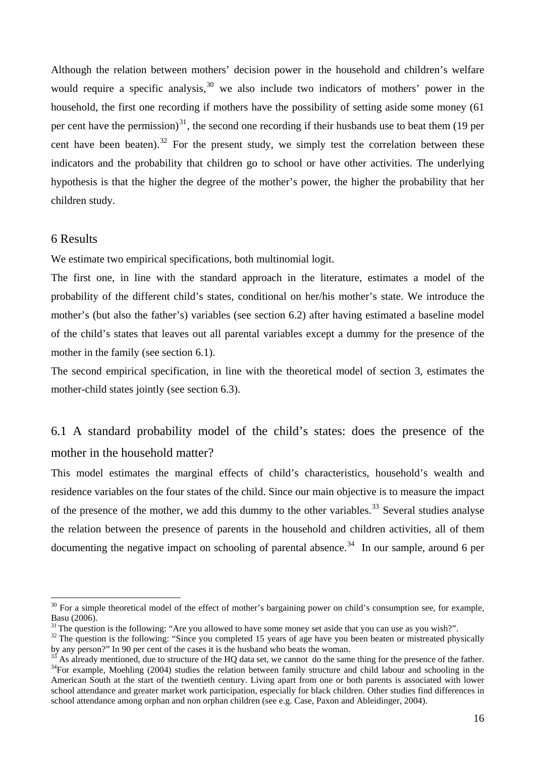Although the relation between mothers' decision power in the household and children's welfare would require a specific analysis,[30] we also include two indicators of mothers' power in the household, the first one recording if mothers have the possibility of setting aside some money (61 per cent have the permission)[31], the second one recording if their husbands use to beat them (19 per cent have been beaten).[32] For the present study, we simply test the correlation between these indicators and the probability that children go to school or have other activities. The underlying hypothesis is that the higher the degree of the mother's power, the higher the probability that her children study.

## 6 Results

We estimate two empirical specifications, both multinomial logit.

The first one, in line with the standard approach in the literature, estimates a model of the probability of the different child's states, conditional on her/his mother's state. We introduce the mother's (but also the father's) variables (see section 6.2) after having estimated a baseline model of the child's states that leaves out all parental variables except a dummy for the presence of the mother in the family (see section 6.1).

The second empirical specification, in line with the theoretical model of section 3, estimates the mother-child states jointly (see section 6.3).

### 6.1 A standard probability model of the child's states: does the presence of the mother in the household matter?

This model estimates the marginal effects of child's characteristics, household's wealth and residence variables on the four states of the child. Since our main objective is to measure the impact of the presence of the mother, we add this dummy to the other variables.[33] Several studies analyse the relation between the presence of parents in the household and children activities, all of them documenting the negative impact on schooling of parental absence.[34] In our sample, around 6 per

---

[30] For a simple theoretical model of the effect of mother's bargaining power on child's consumption see, for example, Basu (2006).

[31] The question is the following: "Are you allowed to have some money set aside that you can use as you wish?".

[32] The question is the following: "Since you completed 15 years of age have you been beaten or mistreated physically by any person?" In 90 per cent of the cases it is the husband who beats the woman.

[33] As already mentioned, due to structure of the HQ data set, we cannot do the same thing for the presence of the father.

[34] For example, Moehling (2004) studies the relation between family structure and child labour and schooling in the American South at the start of the twentieth century. Living apart from one or both parents is associated with lower school attendance and greater market work participation, especially for black children. Other studies find differences in school attendance among orphan and non orphan children (see e.g. Case, Paxon and Ableidinger, 2004).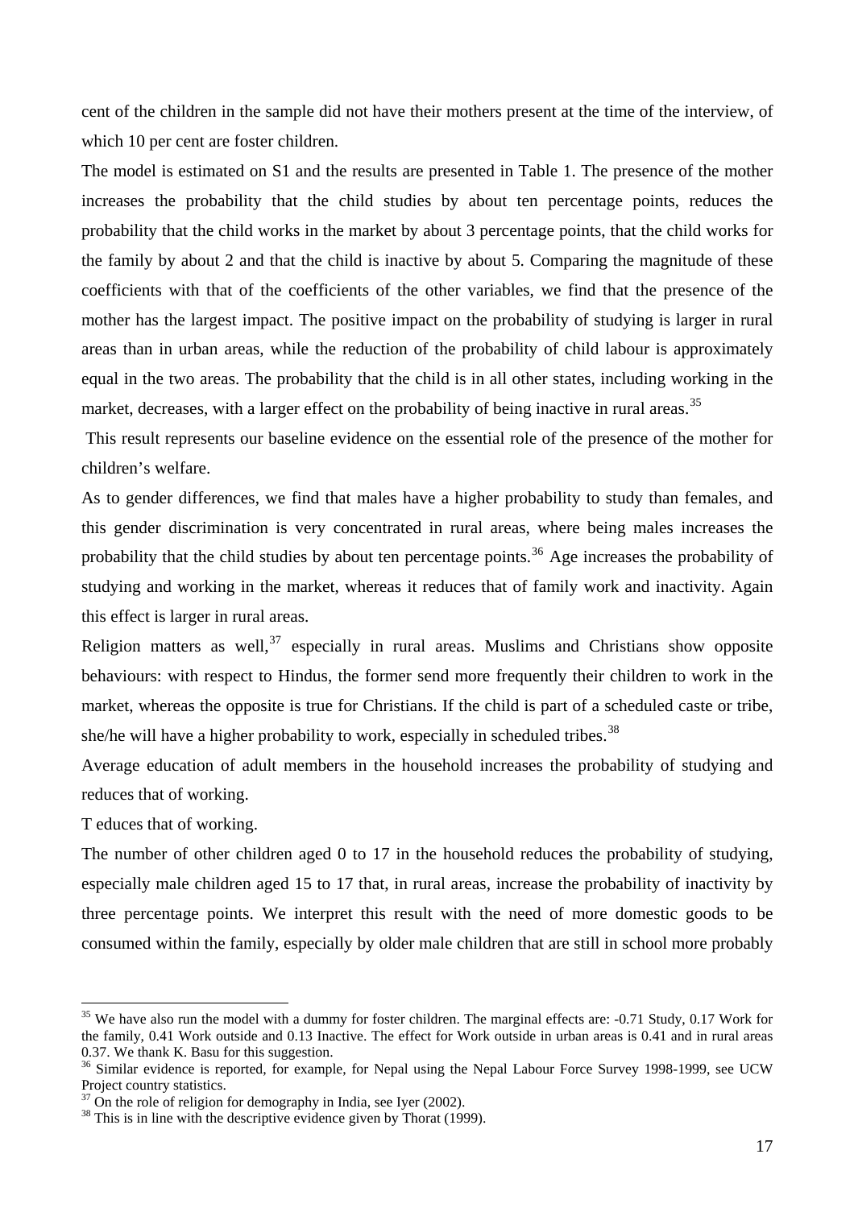cent of the children in the sample did not have their mothers present at the time of the interview, of which 10 per cent are foster children.

The model is estimated on S1 and the results are presented in Table 1. The presence of the mother increases the probability that the child studies by about ten percentage points, reduces the probability that the child works in the market by about 3 percentage points, that the child works for the family by about 2 and that the child is inactive by about 5. Comparing the magnitude of these coefficients with that of the coefficients of the other variables, we find that the presence of the mother has the largest impact. The positive impact on the probability of studying is larger in rural areas than in urban areas, while the reduction of the probability of child labour is approximately equal in the two areas. The probability that the child is in all other states, including working in the market, decreases, with a larger effect on the probability of being inactive in rural areas.[35]

This result represents our baseline evidence on the essential role of the presence of the mother for children's welfare.

As to gender differences, we find that males have a higher probability to study than females, and this gender discrimination is very concentrated in rural areas, where being males increases the probability that the child studies by about ten percentage points.[36] Age increases the probability of studying and working in the market, whereas it reduces that of family work and inactivity. Again this effect is larger in rural areas.

Religion matters as well,[37] especially in rural areas. Muslims and Christians show opposite behaviours: with respect to Hindus, the former send more frequently their children to work in the market, whereas the opposite is true for Christians. If the child is part of a scheduled caste or tribe, she/he will have a higher probability to work, especially in scheduled tribes.[38]

Average education of adult members in the household increases the probability of studying and reduces that of working.

T educes that of working.

The number of other children aged 0 to 17 in the household reduces the probability of studying, especially male children aged 15 to 17 that, in rural areas, increase the probability of inactivity by three percentage points. We interpret this result with the need of more domestic goods to be consumed within the family, especially by older male children that are still in school more probably

---

[35] We have also run the model with a dummy for foster children. The marginal effects are: -0.71 Study, 0.17 Work for the family, 0.41 Work outside and 0.13 Inactive. The effect for Work outside in urban areas is 0.41 and in rural areas 0.37. We thank K. Basu for this suggestion.

[36] Similar evidence is reported, for example, for Nepal using the Nepal Labour Force Survey 1998-1999, see UCW Project country statistics.

[37] On the role of religion for demography in India, see Iyer (2002).

[38] This is in line with the descriptive evidence given by Thorat (1999).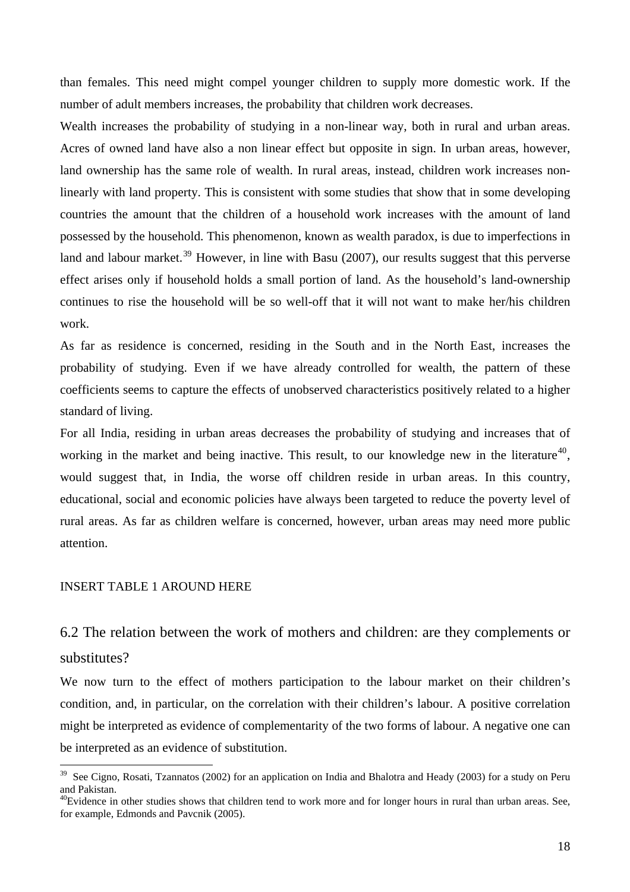than females. This need might compel younger children to supply more domestic work. If the number of adult members increases, the probability that children work decreases.

Wealth increases the probability of studying in a non-linear way, both in rural and urban areas. Acres of owned land have also a non linear effect but opposite in sign. In urban areas, however, land ownership has the same role of wealth. In rural areas, instead, children work increases non-linearly with land property. This is consistent with some studies that show that in some developing countries the amount that the children of a household work increases with the amount of land possessed by the household. This phenomenon, known as wealth paradox, is due to imperfections in land and labour market.[39] However, in line with Basu (2007), our results suggest that this perverse effect arises only if household holds a small portion of land. As the household's land-ownership continues to rise the household will be so well-off that it will not want to make her/his children work.

As far as residence is concerned, residing in the South and in the North East, increases the probability of studying. Even if we have already controlled for wealth, the pattern of these coefficients seems to capture the effects of unobserved characteristics positively related to a higher standard of living.

For all India, residing in urban areas decreases the probability of studying and increases that of working in the market and being inactive. This result, to our knowledge new in the literature[40], would suggest that, in India, the worse off children reside in urban areas. In this country, educational, social and economic policies have always been targeted to reduce the poverty level of rural areas. As far as children welfare is concerned, however, urban areas may need more public attention.

INSERT TABLE 1 AROUND HERE

## 6.2 The relation between the work of mothers and children: are they complements or substitutes?

We now turn to the effect of mothers participation to the labour market on their children's condition, and, in particular, on the correlation with their children's labour. A positive correlation might be interpreted as evidence of complementarity of the two forms of labour. A negative one can be interpreted as an evidence of substitution.

[39] See Cigno, Rosati, Tzannatos (2002) for an application on India and Bhalotra and Heady (2003) for a study on Peru and Pakistan.

[40] Evidence in other studies shows that children tend to work more and for longer hours in rural than urban areas. See, for example, Edmonds and Pavcnik (2005).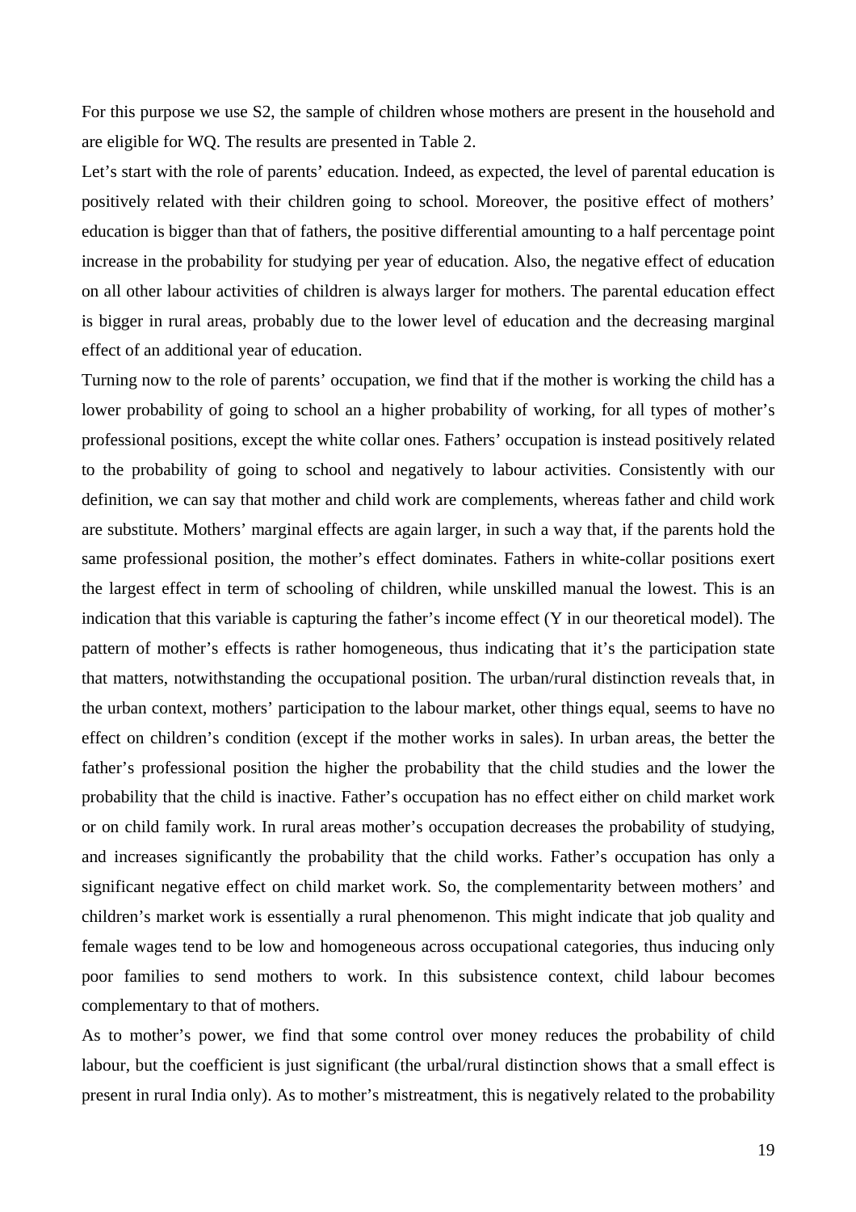For this purpose we use S2, the sample of children whose mothers are present in the household and are eligible for WQ. The results are presented in Table 2.

Let's start with the role of parents' education. Indeed, as expected, the level of parental education is positively related with their children going to school. Moreover, the positive effect of mothers' education is bigger than that of fathers, the positive differential amounting to a half percentage point increase in the probability for studying per year of education. Also, the negative effect of education on all other labour activities of children is always larger for mothers. The parental education effect is bigger in rural areas, probably due to the lower level of education and the decreasing marginal effect of an additional year of education.

Turning now to the role of parents' occupation, we find that if the mother is working the child has a lower probability of going to school an a higher probability of working, for all types of mother's professional positions, except the white collar ones. Fathers' occupation is instead positively related to the probability of going to school and negatively to labour activities. Consistently with our definition, we can say that mother and child work are complements, whereas father and child work are substitute. Mothers' marginal effects are again larger, in such a way that, if the parents hold the same professional position, the mother's effect dominates. Fathers in white-collar positions exert the largest effect in term of schooling of children, while unskilled manual the lowest. This is an indication that this variable is capturing the father's income effect (Y in our theoretical model). The pattern of mother's effects is rather homogeneous, thus indicating that it's the participation state that matters, notwithstanding the occupational position. The urban/rural distinction reveals that, in the urban context, mothers' participation to the labour market, other things equal, seems to have no effect on children's condition (except if the mother works in sales). In urban areas, the better the father's professional position the higher the probability that the child studies and the lower the probability that the child is inactive. Father's occupation has no effect either on child market work or on child family work. In rural areas mother's occupation decreases the probability of studying, and increases significantly the probability that the child works. Father's occupation has only a significant negative effect on child market work. So, the complementarity between mothers' and children's market work is essentially a rural phenomenon. This might indicate that job quality and female wages tend to be low and homogeneous across occupational categories, thus inducing only poor families to send mothers to work. In this subsistence context, child labour becomes complementary to that of mothers.

As to mother's power, we find that some control over money reduces the probability of child labour, but the coefficient is just significant (the urbal/rural distinction shows that a small effect is present in rural India only). As to mother's mistreatment, this is negatively related to the probability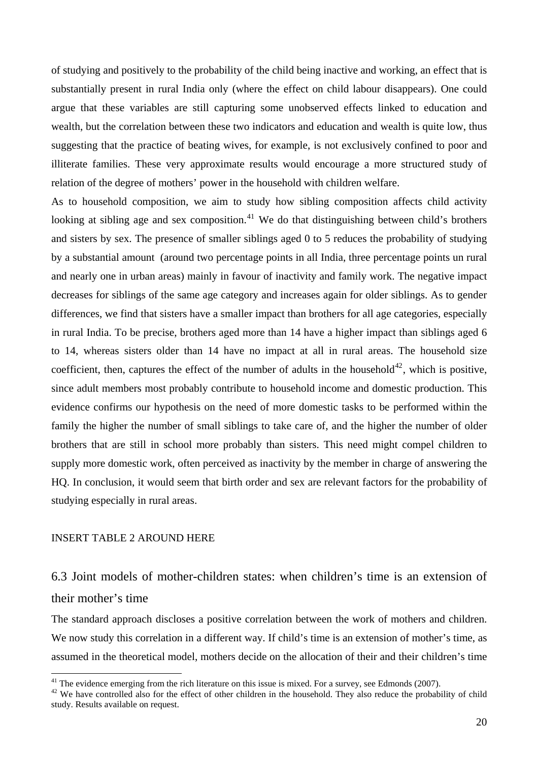of studying and positively to the probability of the child being inactive and working, an effect that is substantially present in rural India only (where the effect on child labour disappears). One could argue that these variables are still capturing some unobserved effects linked to education and wealth, but the correlation between these two indicators and education and wealth is quite low, thus suggesting that the practice of beating wives, for example, is not exclusively confined to poor and illiterate families. These very approximate results would encourage a more structured study of relation of the degree of mothers' power in the household with children welfare.

As to household composition, we aim to study how sibling composition affects child activity looking at sibling age and sex composition.[41] We do that distinguishing between child's brothers and sisters by sex. The presence of smaller siblings aged 0 to 5 reduces the probability of studying by a substantial amount (around two percentage points in all India, three percentage points un rural and nearly one in urban areas) mainly in favour of inactivity and family work. The negative impact decreases for siblings of the same age category and increases again for older siblings. As to gender differences, we find that sisters have a smaller impact than brothers for all age categories, especially in rural India. To be precise, brothers aged more than 14 have a higher impact than siblings aged 6 to 14, whereas sisters older than 14 have no impact at all in rural areas. The household size coefficient, then, captures the effect of the number of adults in the household[42], which is positive, since adult members most probably contribute to household income and domestic production. This evidence confirms our hypothesis on the need of more domestic tasks to be performed within the family the higher the number of small siblings to take care of, and the higher the number of older brothers that are still in school more probably than sisters. This need might compel children to supply more domestic work, often perceived as inactivity by the member in charge of answering the HQ. In conclusion, it would seem that birth order and sex are relevant factors for the probability of studying especially in rural areas.

INSERT TABLE 2 AROUND HERE

## 6.3 Joint models of mother-children states: when children's time is an extension of their mother's time

The standard approach discloses a positive correlation between the work of mothers and children. We now study this correlation in a different way. If child's time is an extension of mother's time, as assumed in the theoretical model, mothers decide on the allocation of their and their children's time

[41] The evidence emerging from the rich literature on this issue is mixed. For a survey, see Edmonds (2007).

[42] We have controlled also for the effect of other children in the household. They also reduce the probability of child study. Results available on request.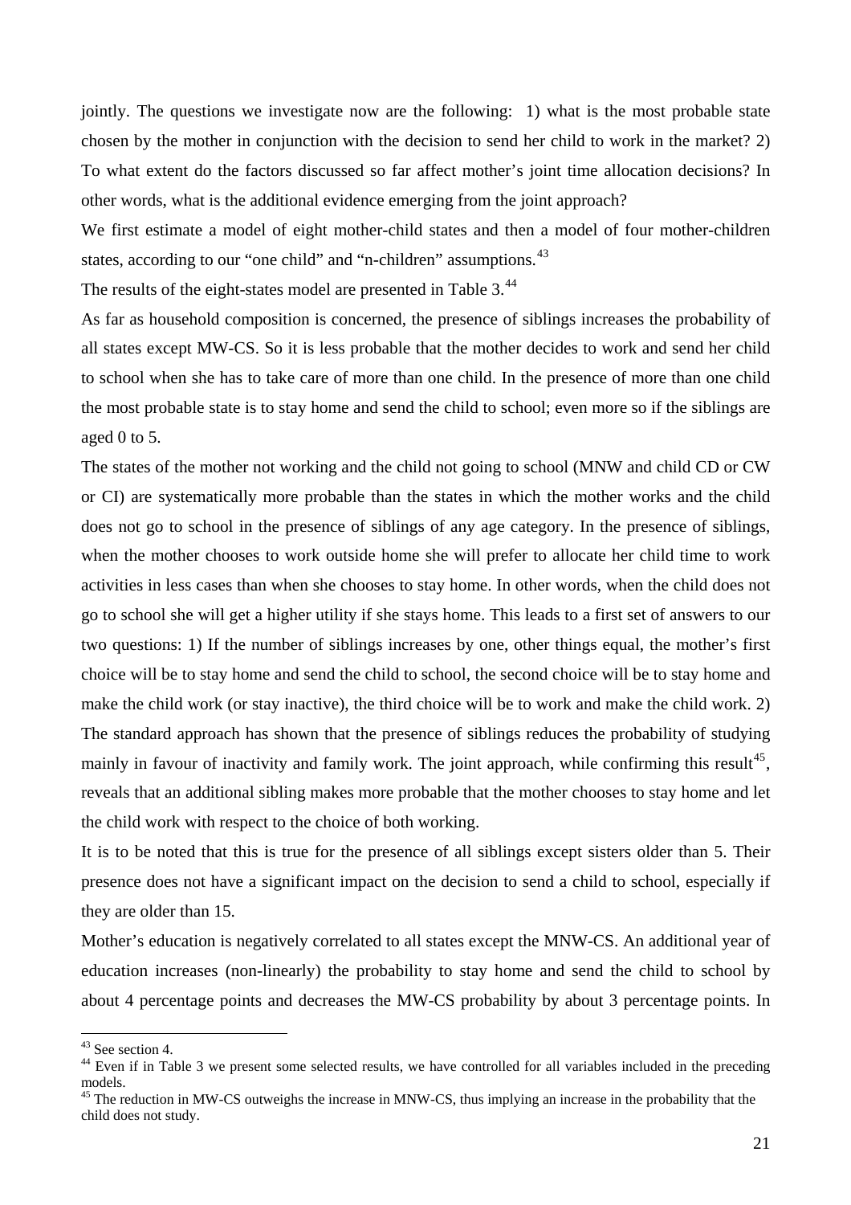jointly. The questions we investigate now are the following: 1) what is the most probable state chosen by the mother in conjunction with the decision to send her child to work in the market? 2) To what extent do the factors discussed so far affect mother's joint time allocation decisions? In other words, what is the additional evidence emerging from the joint approach?

We first estimate a model of eight mother-child states and then a model of four mother-children states, according to our "one child" and "n-children" assumptions.[43]

The results of the eight-states model are presented in Table 3.[44]

As far as household composition is concerned, the presence of siblings increases the probability of all states except MW-CS. So it is less probable that the mother decides to work and send her child to school when she has to take care of more than one child. In the presence of more than one child the most probable state is to stay home and send the child to school; even more so if the siblings are aged 0 to 5.

The states of the mother not working and the child not going to school (MNW and child CD or CW or CI) are systematically more probable than the states in which the mother works and the child does not go to school in the presence of siblings of any age category. In the presence of siblings, when the mother chooses to work outside home she will prefer to allocate her child time to work activities in less cases than when she chooses to stay home. In other words, when the child does not go to school she will get a higher utility if she stays home. This leads to a first set of answers to our two questions: 1) If the number of siblings increases by one, other things equal, the mother's first choice will be to stay home and send the child to school, the second choice will be to stay home and make the child work (or stay inactive), the third choice will be to work and make the child work. 2) The standard approach has shown that the presence of siblings reduces the probability of studying mainly in favour of inactivity and family work. The joint approach, while confirming this result[45], reveals that an additional sibling makes more probable that the mother chooses to stay home and let the child work with respect to the choice of both working.

It is to be noted that this is true for the presence of all siblings except sisters older than 5. Their presence does not have a significant impact on the decision to send a child to school, especially if they are older than 15.

Mother's education is negatively correlated to all states except the MNW-CS. An additional year of education increases (non-linearly) the probability to stay home and send the child to school by about 4 percentage points and decreases the MW-CS probability by about 3 percentage points. In

---

[43] See section 4.

[44] Even if in Table 3 we present some selected results, we have controlled for all variables included in the preceding models.

[45] The reduction in MW-CS outweighs the increase in MNW-CS, thus implying an increase in the probability that the child does not study.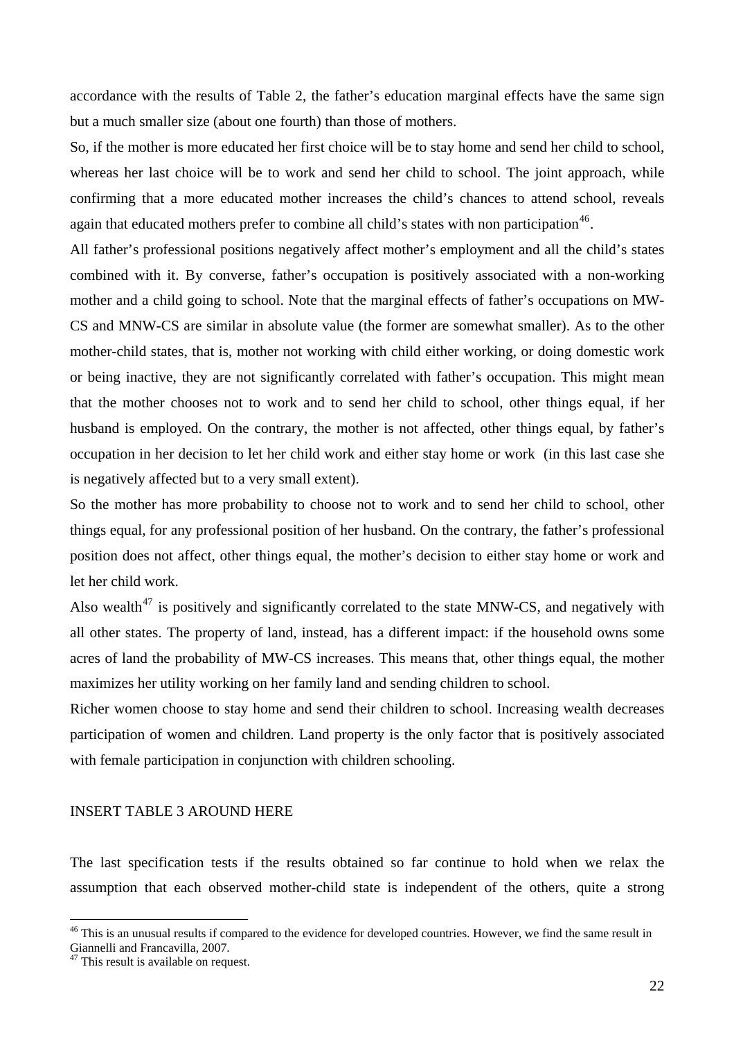accordance with the results of Table 2, the father's education marginal effects have the same sign but a much smaller size (about one fourth) than those of mothers.

So, if the mother is more educated her first choice will be to stay home and send her child to school, whereas her last choice will be to work and send her child to school. The joint approach, while confirming that a more educated mother increases the child's chances to attend school, reveals again that educated mothers prefer to combine all child's states with non participation[46].

All father's professional positions negatively affect mother's employment and all the child's states combined with it. By converse, father's occupation is positively associated with a non-working mother and a child going to school. Note that the marginal effects of father's occupations on MW-CS and MNW-CS are similar in absolute value (the former are somewhat smaller). As to the other mother-child states, that is, mother not working with child either working, or doing domestic work or being inactive, they are not significantly correlated with father's occupation. This might mean that the mother chooses not to work and to send her child to school, other things equal, if her husband is employed. On the contrary, the mother is not affected, other things equal, by father's occupation in her decision to let her child work and either stay home or work (in this last case she is negatively affected but to a very small extent).

So the mother has more probability to choose not to work and to send her child to school, other things equal, for any professional position of her husband. On the contrary, the father's professional position does not affect, other things equal, the mother's decision to either stay home or work and let her child work.

Also wealth[47] is positively and significantly correlated to the state MNW-CS, and negatively with all other states. The property of land, instead, has a different impact: if the household owns some acres of land the probability of MW-CS increases. This means that, other things equal, the mother maximizes her utility working on her family land and sending children to school.

Richer women choose to stay home and send their children to school. Increasing wealth decreases participation of women and children. Land property is the only factor that is positively associated with female participation in conjunction with children schooling.

INSERT TABLE 3 AROUND HERE

The last specification tests if the results obtained so far continue to hold when we relax the assumption that each observed mother-child state is independent of the others, quite a strong

[46] This is an unusual results if compared to the evidence for developed countries. However, we find the same result in Giannelli and Francavilla, 2007.

[47] This result is available on request.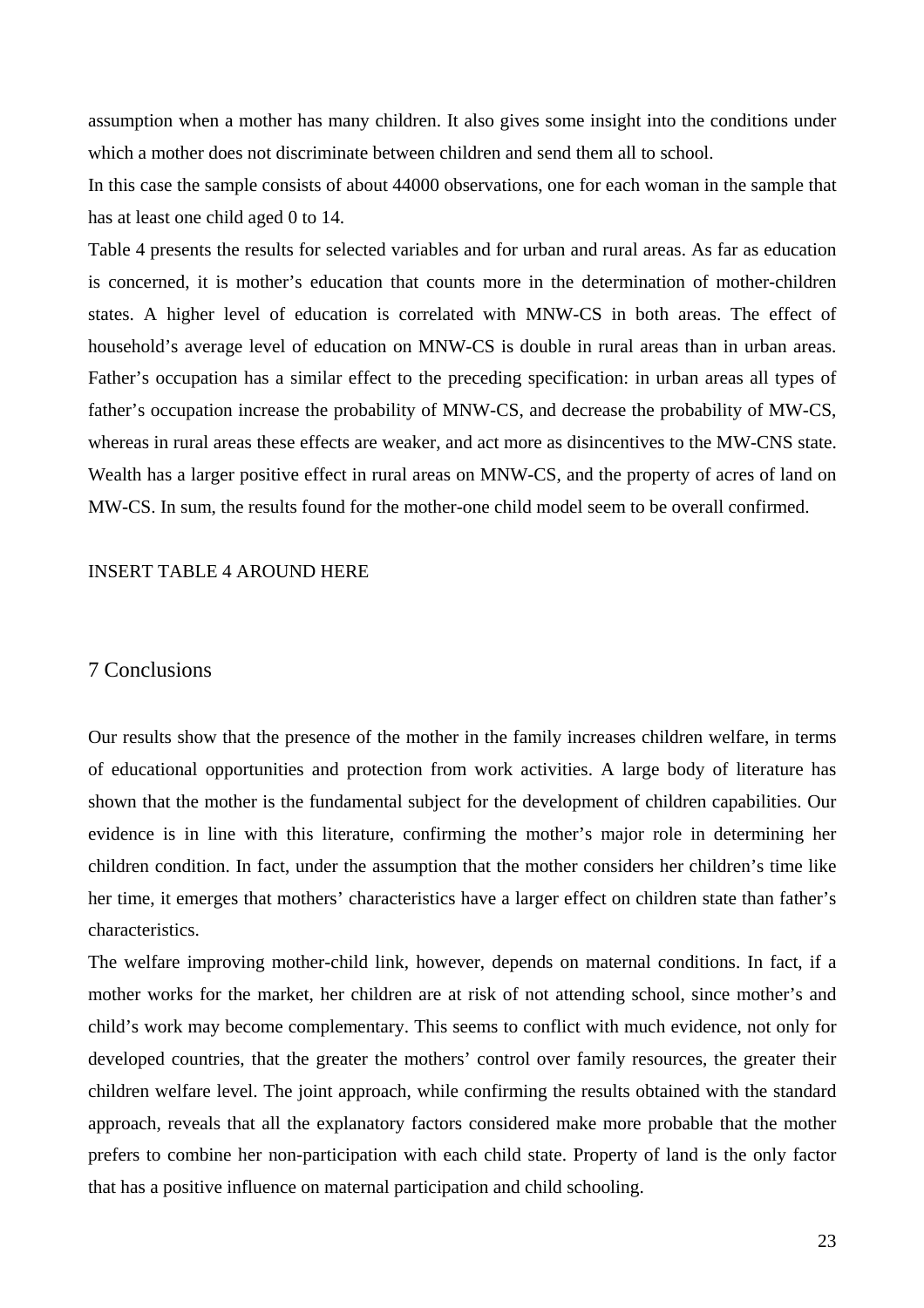assumption when a mother has many children. It also gives some insight into the conditions under which a mother does not discriminate between children and send them all to school.

In this case the sample consists of about 44000 observations, one for each woman in the sample that has at least one child aged 0 to 14.

Table 4 presents the results for selected variables and for urban and rural areas. As far as education is concerned, it is mother's education that counts more in the determination of mother-children states. A higher level of education is correlated with MNW-CS in both areas. The effect of household's average level of education on MNW-CS is double in rural areas than in urban areas. Father's occupation has a similar effect to the preceding specification: in urban areas all types of father's occupation increase the probability of MNW-CS, and decrease the probability of MW-CS, whereas in rural areas these effects are weaker, and act more as disincentives to the MW-CNS state. Wealth has a larger positive effect in rural areas on MNW-CS, and the property of acres of land on MW-CS. In sum, the results found for the mother-one child model seem to be overall confirmed.

INSERT TABLE 4 AROUND HERE

## 7 Conclusions

Our results show that the presence of the mother in the family increases children welfare, in terms of educational opportunities and protection from work activities. A large body of literature has shown that the mother is the fundamental subject for the development of children capabilities. Our evidence is in line with this literature, confirming the mother's major role in determining her children condition. In fact, under the assumption that the mother considers her children's time like her time, it emerges that mothers' characteristics have a larger effect on children state than father's characteristics.

The welfare improving mother-child link, however, depends on maternal conditions. In fact, if a mother works for the market, her children are at risk of not attending school, since mother's and child's work may become complementary. This seems to conflict with much evidence, not only for developed countries, that the greater the mothers' control over family resources, the greater their children welfare level. The joint approach, while confirming the results obtained with the standard approach, reveals that all the explanatory factors considered make more probable that the mother prefers to combine her non-participation with each child state. Property of land is the only factor that has a positive influence on maternal participation and child schooling.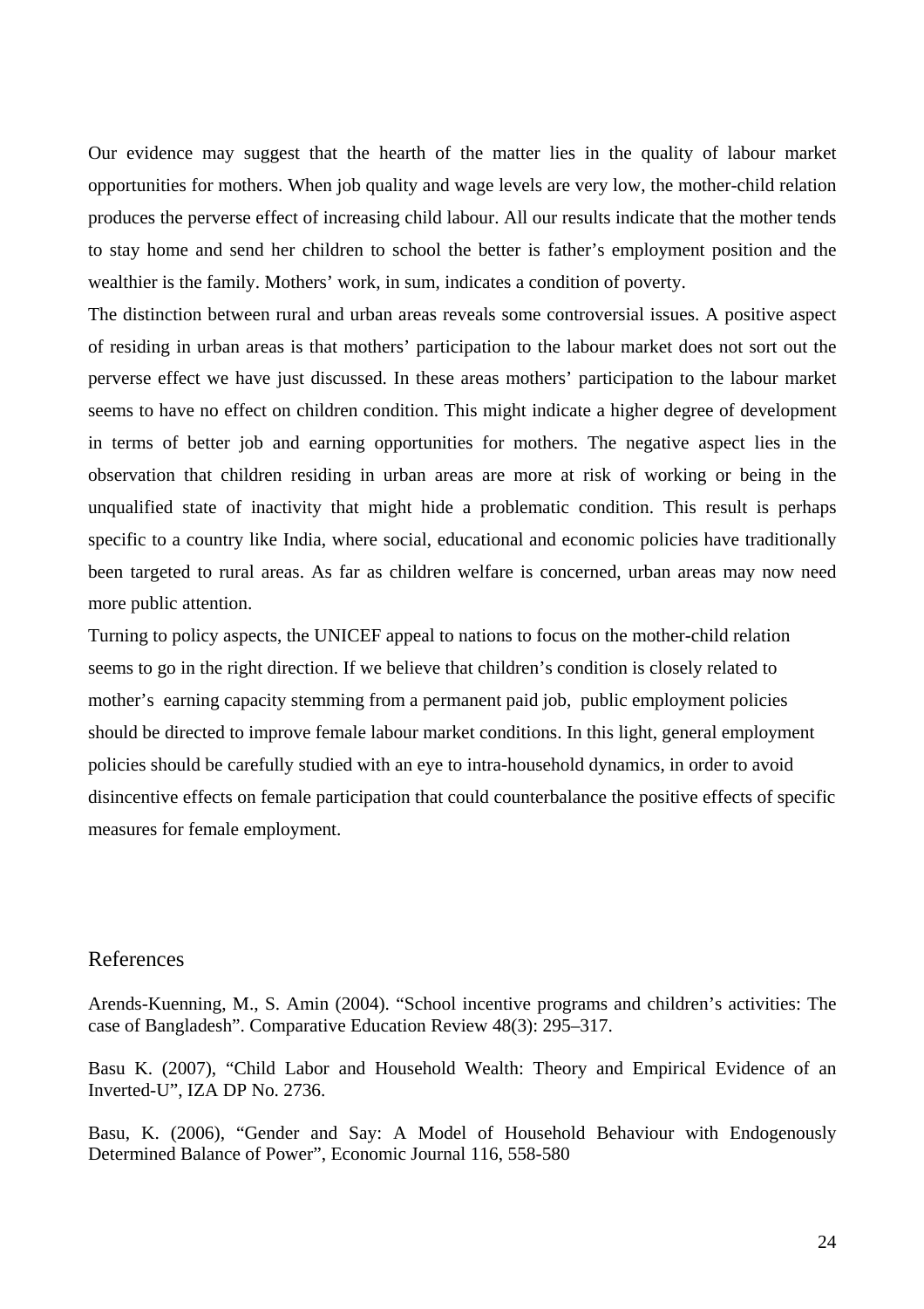Our evidence may suggest that the hearth of the matter lies in the quality of labour market opportunities for mothers. When job quality and wage levels are very low, the mother-child relation produces the perverse effect of increasing child labour. All our results indicate that the mother tends to stay home and send her children to school the better is father's employment position and the wealthier is the family. Mothers' work, in sum, indicates a condition of poverty.

The distinction between rural and urban areas reveals some controversial issues. A positive aspect of residing in urban areas is that mothers' participation to the labour market does not sort out the perverse effect we have just discussed. In these areas mothers' participation to the labour market seems to have no effect on children condition. This might indicate a higher degree of development in terms of better job and earning opportunities for mothers. The negative aspect lies in the observation that children residing in urban areas are more at risk of working or being in the unqualified state of inactivity that might hide a problematic condition. This result is perhaps specific to a country like India, where social, educational and economic policies have traditionally been targeted to rural areas. As far as children welfare is concerned, urban areas may now need more public attention.

Turning to policy aspects, the UNICEF appeal to nations to focus on the mother-child relation seems to go in the right direction. If we believe that children's condition is closely related to mother's earning capacity stemming from a permanent paid job, public employment policies should be directed to improve female labour market conditions. In this light, general employment policies should be carefully studied with an eye to intra-household dynamics, in order to avoid disincentive effects on female participation that could counterbalance the positive effects of specific measures for female employment.

## References

Arends-Kuenning, M., S. Amin (2004). "School incentive programs and children's activities: The case of Bangladesh". Comparative Education Review 48(3): 295–317.

Basu K. (2007), "Child Labor and Household Wealth: Theory and Empirical Evidence of an Inverted-U", IZA DP No. 2736.

Basu, K. (2006), "Gender and Say: A Model of Household Behaviour with Endogenously Determined Balance of Power", Economic Journal 116, 558-580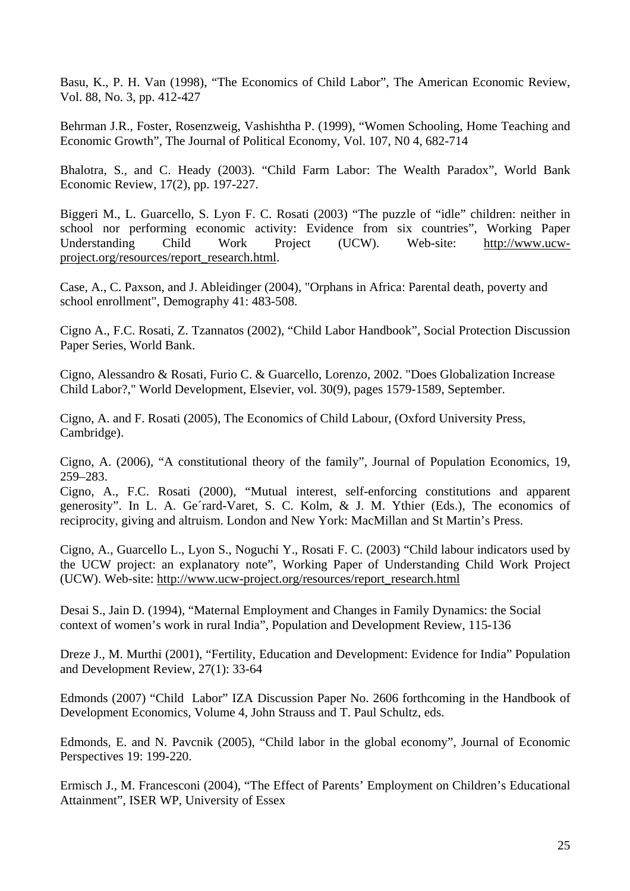Basu, K., P. H. Van (1998), "The Economics of Child Labor", The American Economic Review, Vol. 88, No. 3, pp. 412-427

Behrman J.R., Foster, Rosenzweig, Vashishtha P. (1999), "Women Schooling, Home Teaching and Economic Growth", The Journal of Political Economy, Vol. 107, N0 4, 682-714

Bhalotra, S., and C. Heady (2003). "Child Farm Labor: The Wealth Paradox", World Bank Economic Review, 17(2), pp. 197-227.

Biggeri M., L. Guarcello, S. Lyon F. C. Rosati (2003) "The puzzle of "idle" children: neither in school nor performing economic activity: Evidence from six countries", Working Paper Understanding Child Work Project (UCW). Web-site: http://www.ucw-project.org/resources/report_research.html.

Case, A., C. Paxson, and J. Ableidinger (2004), "Orphans in Africa: Parental death, poverty and school enrollment", Demography 41: 483-508.

Cigno A., F.C. Rosati, Z. Tzannatos (2002), "Child Labor Handbook", Social Protection Discussion Paper Series, World Bank.

Cigno, Alessandro & Rosati, Furio C. & Guarcello, Lorenzo, 2002. "Does Globalization Increase Child Labor?," World Development, Elsevier, vol. 30(9), pages 1579-1589, September.

Cigno, A. and F. Rosati (2005), The Economics of Child Labour, (Oxford University Press, Cambridge).

Cigno, A. (2006), "A constitutional theory of the family", Journal of Population Economics, 19, 259–283.

Cigno, A., F.C. Rosati (2000), "Mutual interest, self-enforcing constitutions and apparent generosity". In L. A. Ge´rard-Varet, S. C. Kolm, & J. M. Ythier (Eds.), The economics of reciprocity, giving and altruism. London and New York: MacMillan and St Martin's Press.

Cigno, A., Guarcello L., Lyon S., Noguchi Y., Rosati F. C. (2003) "Child labour indicators used by the UCW project: an explanatory note", Working Paper of Understanding Child Work Project (UCW). Web-site: http://www.ucw-project.org/resources/report_research.html

Desai S., Jain D. (1994), "Maternal Employment and Changes in Family Dynamics: the Social context of women's work in rural India", Population and Development Review, 115-136

Dreze J., M. Murthi (2001), "Fertility, Education and Development: Evidence for India" Population and Development Review, 27(1): 33-64

Edmonds (2007) "Child Labor" IZA Discussion Paper No. 2606 forthcoming in the Handbook of Development Economics, Volume 4, John Strauss and T. Paul Schultz, eds.

Edmonds, E. and N. Pavcnik (2005), "Child labor in the global economy", Journal of Economic Perspectives 19: 199-220.

Ermisch J., M. Francesconi (2004), "The Effect of Parents' Employment on Children's Educational Attainment", ISER WP, University of Essex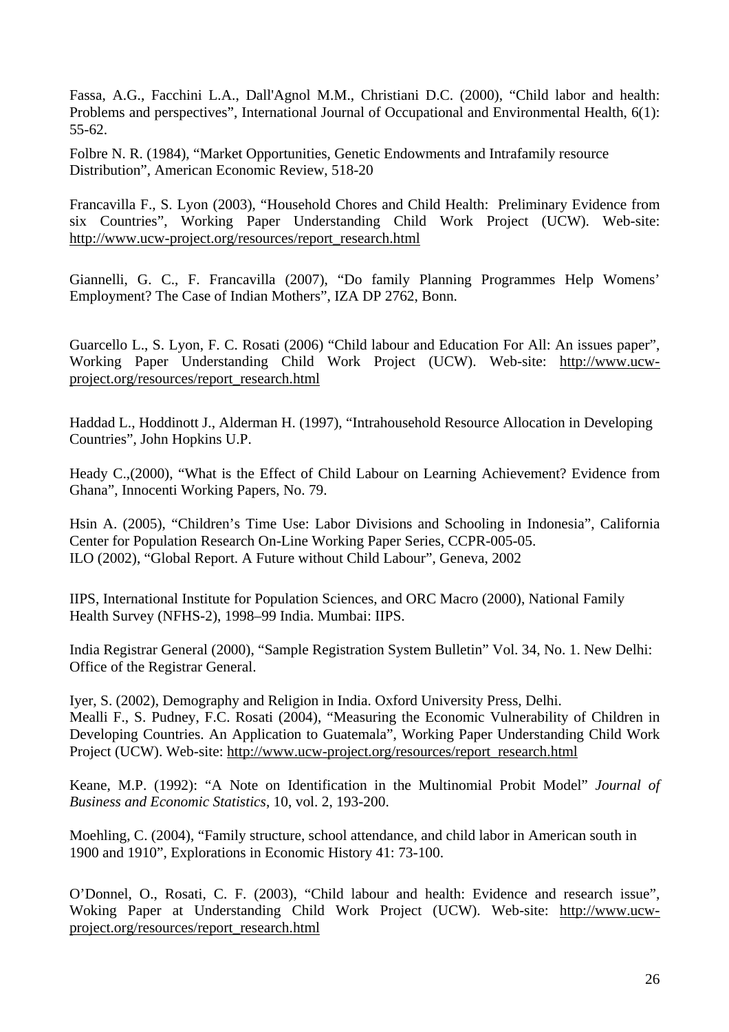Fassa, A.G., Facchini L.A., Dall'Agnol M.M., Christiani D.C. (2000), "Child labor and health: Problems and perspectives", International Journal of Occupational and Environmental Health, 6(1): 55-62.

Folbre N. R. (1984), "Market Opportunities, Genetic Endowments and Intrafamily resource Distribution", American Economic Review, 518-20

Francavilla F., S. Lyon (2003), "Household Chores and Child Health: Preliminary Evidence from six Countries", Working Paper Understanding Child Work Project (UCW). Web-site: http://www.ucw-project.org/resources/report_research.html

Giannelli, G. C., F. Francavilla (2007), "Do family Planning Programmes Help Womens' Employment? The Case of Indian Mothers", IZA DP 2762, Bonn.

Guarcello L., S. Lyon, F. C. Rosati (2006) "Child labour and Education For All: An issues paper", Working Paper Understanding Child Work Project (UCW). Web-site: http://www.ucw-project.org/resources/report_research.html

Haddad L., Hoddinott J., Alderman H. (1997), "Intrahousehold Resource Allocation in Developing Countries", John Hopkins U.P.

Heady C.,(2000), "What is the Effect of Child Labour on Learning Achievement? Evidence from Ghana", Innocenti Working Papers, No. 79.

Hsin A. (2005), "Children's Time Use: Labor Divisions and Schooling in Indonesia", California Center for Population Research On-Line Working Paper Series, CCPR-005-05.

ILO (2002), "Global Report. A Future without Child Labour", Geneva, 2002

IIPS, International Institute for Population Sciences, and ORC Macro (2000), National Family Health Survey (NFHS-2), 1998–99 India. Mumbai: IIPS.

India Registrar General (2000), "Sample Registration System Bulletin" Vol. 34, No. 1. New Delhi: Office of the Registrar General.

Iyer, S. (2002), Demography and Religion in India. Oxford University Press, Delhi.

Mealli F., S. Pudney, F.C. Rosati (2004), "Measuring the Economic Vulnerability of Children in Developing Countries. An Application to Guatemala", Working Paper Understanding Child Work Project (UCW). Web-site: http://www.ucw-project.org/resources/report_research.html

Keane, M.P. (1992): "A Note on Identification in the Multinomial Probit Model" *Journal of Business and Economic Statistics*, 10, vol. 2, 193-200.

Moehling, C. (2004), "Family structure, school attendance, and child labor in American south in 1900 and 1910", Explorations in Economic History 41: 73-100.

O'Donnel, O., Rosati, C. F. (2003), "Child labour and health: Evidence and research issue", Woking Paper at Understanding Child Work Project (UCW). Web-site: http://www.ucw-project.org/resources/report_research.html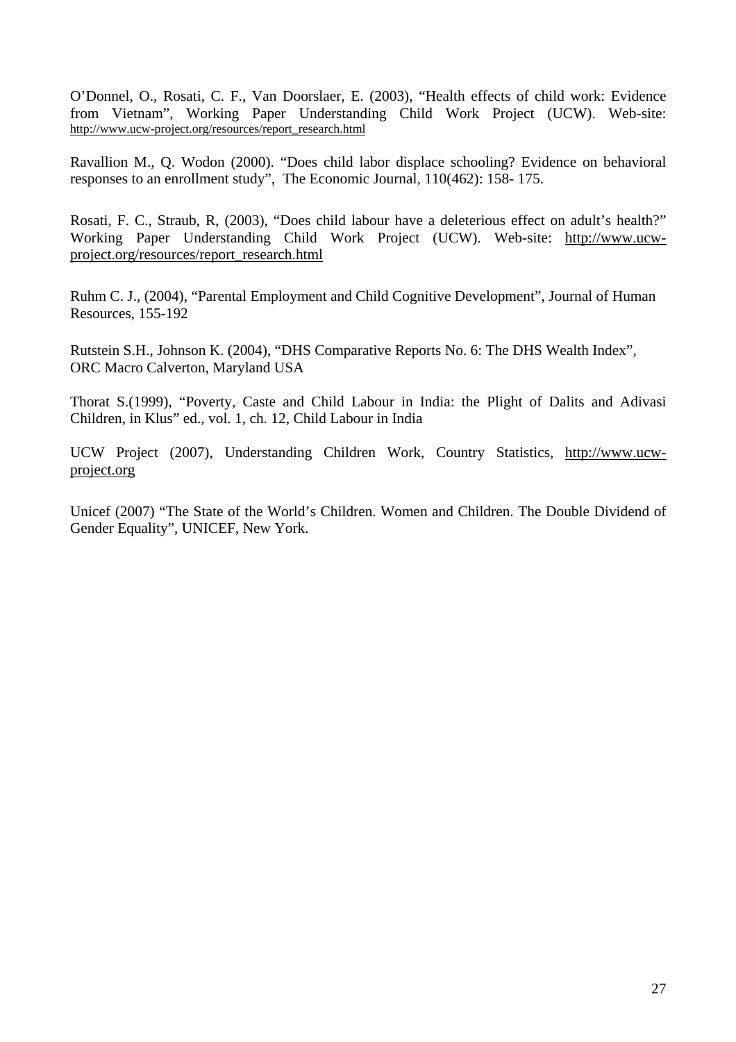O'Donnel, O., Rosati, C. F., Van Doorslaer, E. (2003), "Health effects of child work: Evidence from Vietnam", Working Paper Understanding Child Work Project (UCW). Web-site: http://www.ucw-project.org/resources/report_research.html

Ravallion M., Q. Wodon (2000). "Does child labor displace schooling? Evidence on behavioral responses to an enrollment study", The Economic Journal, 110(462): 158- 175.

Rosati, F. C., Straub, R, (2003), "Does child labour have a deleterious effect on adult's health?" Working Paper Understanding Child Work Project (UCW). Web-site: http://www.ucw-project.org/resources/report_research.html

Ruhm C. J., (2004), "Parental Employment and Child Cognitive Development", Journal of Human Resources, 155-192

Rutstein S.H., Johnson K. (2004), "DHS Comparative Reports No. 6: The DHS Wealth Index", ORC Macro Calverton, Maryland USA

Thorat S.(1999), "Poverty, Caste and Child Labour in India: the Plight of Dalits and Adivasi Children, in Klus" ed., vol. 1, ch. 12, Child Labour in India

UCW Project (2007), Understanding Children Work, Country Statistics, http://www.ucw-project.org

Unicef (2007) "The State of the World's Children. Women and Children. The Double Dividend of Gender Equality", UNICEF, New York.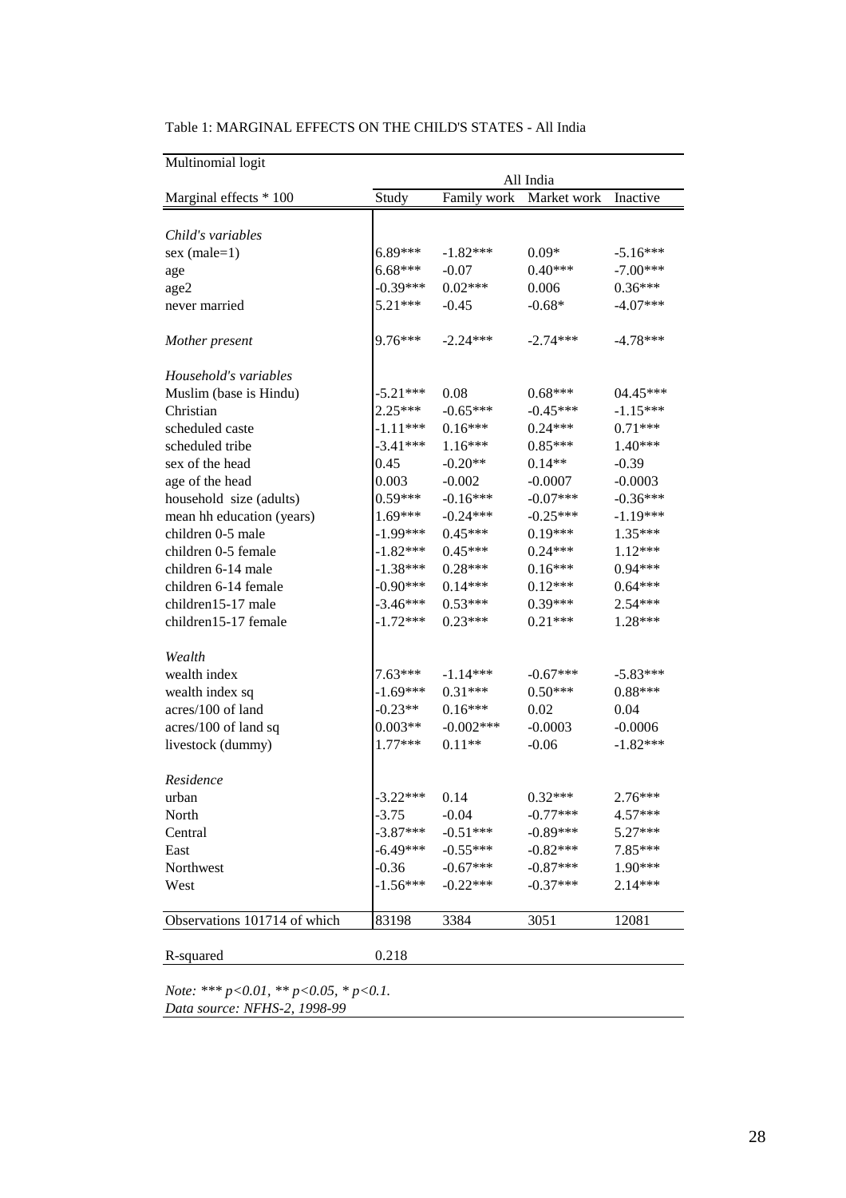Table 1: MARGINAL EFFECTS ON THE CHILD'S STATES - All India

| Multinomial logit | | | | |
|---|---|---|---|---|
| | All India | | | |
| Marginal effects * 100 | Study | Family work | Market work | Inactive |
| *Child's variables* | | | | |
| sex (male=1) | 6.89*** | -1.82*** | 0.09* | -5.16*** |
| age | 6.68*** | -0.07 | 0.40*** | -7.00*** |
| age2 | -0.39*** | 0.02*** | 0.006 | 0.36*** |
| never married | 5.21*** | -0.45 | -0.68* | -4.07*** |
| *Mother present* | 9.76*** | -2.24*** | -2.74*** | -4.78*** |
| *Household's variables* | | | | |
| Muslim (base is Hindu) | -5.21*** | 0.08 | 0.68*** | 04.45*** |
| Christian | 2.25*** | -0.65*** | -0.45*** | -1.15*** |
| scheduled caste | -1.11*** | 0.16*** | 0.24*** | 0.71*** |
| scheduled tribe | -3.41*** | 1.16*** | 0.85*** | 1.40*** |
| sex of the head | 0.45 | -0.20** | 0.14** | -0.39 |
| age of the head | 0.003 | -0.002 | -0.0007 | -0.0003 |
| household size (adults) | 0.59*** | -0.16*** | -0.07*** | -0.36*** |
| mean hh education (years) | 1.69*** | -0.24*** | -0.25*** | -1.19*** |
| children 0-5 male | -1.99*** | 0.45*** | 0.19*** | 1.35*** |
| children 0-5 female | -1.82*** | 0.45*** | 0.24*** | 1.12*** |
| children 6-14 male | -1.38*** | 0.28*** | 0.16*** | 0.94*** |
| children 6-14 female | -0.90*** | 0.14*** | 0.12*** | 0.64*** |
| children15-17 male | -3.46*** | 0.53*** | 0.39*** | 2.54*** |
| children15-17 female | -1.72*** | 0.23*** | 0.21*** | 1.28*** |
| *Wealth* | | | | |
| wealth index | 7.63*** | -1.14*** | -0.67*** | -5.83*** |
| wealth index sq | -1.69*** | 0.31*** | 0.50*** | 0.88*** |
| acres/100 of land | -0.23** | 0.16*** | 0.02 | 0.04 |
| acres/100 of land sq | 0.003** | -0.002*** | -0.0003 | -0.0006 |
| livestock (dummy) | 1.77*** | 0.11** | -0.06 | -1.82*** |
| *Residence* | | | | |
| urban | -3.22*** | 0.14 | 0.32*** | 2.76*** |
| North | -3.75 | -0.04 | -0.77*** | 4.57*** |
| Central | -3.87*** | -0.51*** | -0.89*** | 5.27*** |
| East | -6.49*** | -0.55*** | -0.82*** | 7.85*** |
| Northwest | -0.36 | -0.67*** | -0.87*** | 1.90*** |
| West | -1.56*** | -0.22*** | -0.37*** | 2.14*** |
| Observations 101714 of which | 83198 | 3384 | 3051 | 12081 |
| R-squared | 0.218 | | | |

*Note: *** p<0.01, ** p<0.05, * p<0.1.*
*Data source: NFHS-2, 1998-99*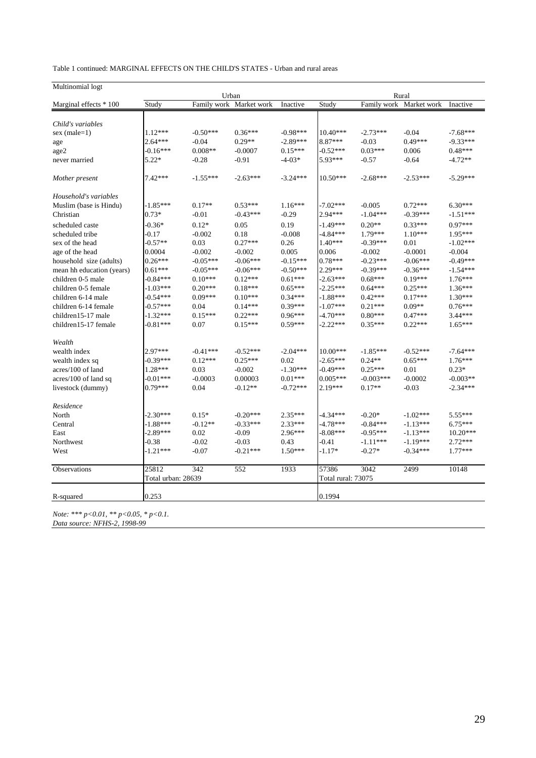Table 1 continued: MARGINAL EFFECTS ON THE CHILD'S STATES - Urban and rural areas

| Multinomial logt | Urban | | | | Rural | | | |
|---|---|---|---|---|---|---|---|---|
| Marginal effects * 100 | Study | Family work | Market work | Inactive | Study | Family work | Market work | Inactive |
| *Child's variables* | | | | | | | | |
| sex (male=1) | 1.12*** | -0.50*** | 0.36*** | -0.98*** | 10.40*** | -2.73*** | -0.04 | -7.68*** |
| age | 2.64*** | -0.04 | 0.29** | -2.89*** | 8.87*** | -0.03 | 0.49*** | -9.33*** |
| age2 | -0.16*** | 0.008** | -0.0007 | 0.15*** | -0.52*** | 0.03*** | 0.006 | 0.48*** |
| never married | 5.22* | -0.28 | -0.91 | -4-03* | 5.93*** | -0.57 | -0.64 | -4.72** |
| *Mother present* | 7.42*** | -1.55*** | -2.63*** | -3.24*** | 10.50*** | -2.68*** | -2.53*** | -5.29*** |
| *Household's variables* | | | | | | | | |
| Muslim (base is Hindu) | -1.85*** | 0.17** | 0.53*** | 1.16*** | -7.02*** | -0.005 | 0.72*** | 6.30*** |
| Christian | 0.73* | -0.01 | -0.43*** | -0.29 | 2.94*** | -1.04*** | -0.39*** | -1.51*** |
| scheduled caste | -0.36* | 0.12* | 0.05 | 0.19 | -1.49*** | 0.20** | 0.33*** | 0.97*** |
| scheduled tribe | -0.17 | -0.002 | 0.18 | -0.008 | -4.84*** | 1.79*** | 1.10*** | 1.95*** |
| sex of the head | -0.57** | 0.03 | 0.27*** | 0.26 | 1.40*** | -0.39*** | 0.01 | -1.02*** |
| age of the head | 0.0004 | -0.002 | -0.002 | 0.005 | 0.006 | -0.002 | -0.0001 | -0.004 |
| household size (adults) | 0.26*** | -0.05*** | -0.06*** | -0.15*** | 0.78*** | -0.23*** | -0.06*** | -0.49*** |
| mean hh education (years) | 0.61*** | -0.05*** | -0.06*** | -0.50*** | 2.29*** | -0.39*** | -0.36*** | -1.54*** |
| children 0-5 male | -0.84*** | 0.10*** | 0.12*** | 0.61*** | -2.63*** | 0.68*** | 0.19*** | 1.76*** |
| children 0-5 female | -1.03*** | 0.20*** | 0.18*** | 0.65*** | -2.25*** | 0.64*** | 0.25*** | 1.36*** |
| children 6-14 male | -0.54*** | 0.09*** | 0.10*** | 0.34*** | -1.88*** | 0.42*** | 0.17*** | 1.30*** |
| children 6-14 female | -0.57*** | 0.04 | 0.14*** | 0.39*** | -1.07*** | 0.21*** | 0.09** | 0.76*** |
| children15-17 male | -1.32*** | 0.15*** | 0.22*** | 0.96*** | -4.70*** | 0.80*** | 0.47*** | 3.44*** |
| children15-17 female | -0.81*** | 0.07 | 0.15*** | 0.59*** | -2.22*** | 0.35*** | 0.22*** | 1.65*** |
| *Wealth* | | | | | | | | |
| wealth index | 2.97*** | -0.41*** | -0.52*** | -2.04*** | 10.00*** | -1.85*** | -0.52*** | -7.64*** |
| wealth index sq | -0.39*** | 0.12*** | 0.25*** | 0.02 | -2.65*** | 0.24** | 0.65*** | 1.76*** |
| acres/100 of land | 1.28*** | 0.03 | -0.002 | -1.30*** | -0.49*** | 0.25*** | 0.01 | 0.23* |
| acres/100 of land sq | -0.01*** | -0.0003 | 0.00003 | 0.01*** | 0.005*** | -0.003*** | -0.0002 | -0.003** |
| livestock (dummy) | 0.79*** | 0.04 | -0.12** | -0.72*** | 2.19*** | 0.17** | -0.03 | -2.34*** |
| *Residence* | | | | | | | | |
| North | -2.30*** | 0.15* | -0.20*** | 2.35*** | -4.34*** | -0.20* | -1.02*** | 5.55*** |
| Central | -1.88*** | -0.12** | -0.33*** | 2.33*** | -4.78*** | -0.84*** | -1.13*** | 6.75*** |
| East | -2.89*** | 0.02 | -0.09 | 2.96*** | -8.08*** | -0.95*** | -1.13*** | 10.20*** |
| Northwest | -0.38 | -0.02 | -0.03 | 0.43 | -0.41 | -1.11*** | -1.19*** | 2.72*** |
| West | -1.21*** | -0.07 | -0.21*** | 1.50*** | -1.17* | -0.27* | -0.34*** | 1.77*** |
| Observations | 25812 | 342 | 552 | 1933 | 57386 | 3042 | 2499 | 10148 |
| | Total urban: 28639 | | | | Total rural: 73075 | | | |
| R-squared | 0.253 | | | | 0.1994 | | | |

*Note: *** p<0.01, ** p<0.05, * p<0.1.*
*Data source: NFHS-2, 1998-99*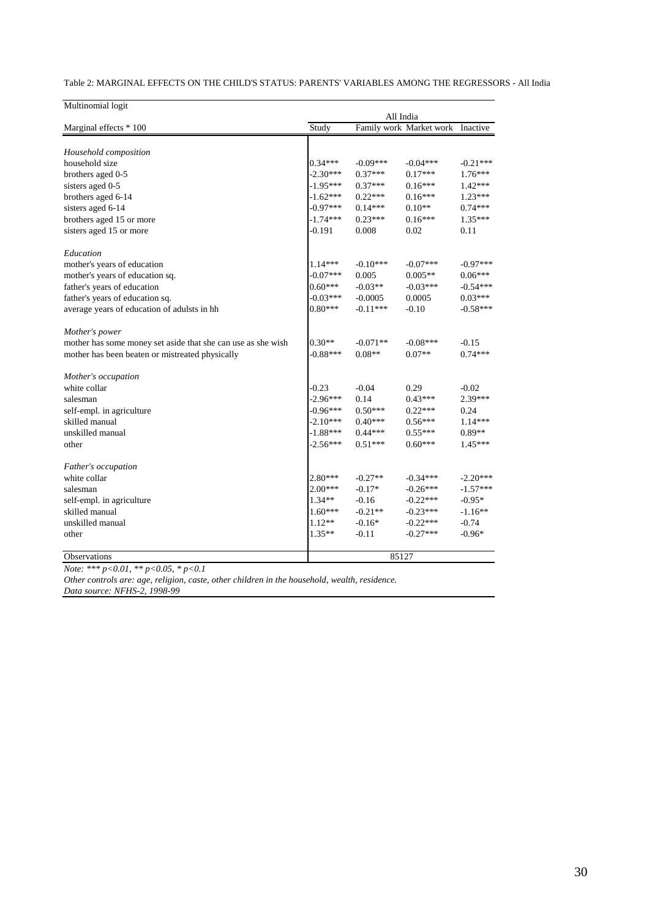Table 2: MARGINAL EFFECTS ON THE CHILD'S STATUS: PARENTS' VARIABLES AMONG THE REGRESSORS - All India

| Multinomial logit | All India | | | |
|---|---|---|---|---|
| Marginal effects * 100 | Study | Family work | Market work | Inactive |
| *Household composition* | | | | |
| household size | 0.34*** | -0.09*** | -0.04*** | -0.21*** |
| brothers aged 0-5 | -2.30*** | 0.37*** | 0.17*** | 1.76*** |
| sisters aged 0-5 | -1.95*** | 0.37*** | 0.16*** | 1.42*** |
| brothers aged 6-14 | -1.62*** | 0.22*** | 0.16*** | 1.23*** |
| sisters aged 6-14 | -0.97*** | 0.14*** | 0.10** | 0.74*** |
| brothers aged 15 or more | -1.74*** | 0.23*** | 0.16*** | 1.35*** |
| sisters aged 15 or more | -0.191 | 0.008 | 0.02 | 0.11 |
| *Education* | | | | |
| mother's years of education | 1.14*** | -0.10*** | -0.07*** | -0.97*** |
| mother's years of education sq. | -0.07*** | 0.005 | 0.005** | 0.06*** |
| father's years of education | 0.60*** | -0.03** | -0.03*** | -0.54*** |
| father's years of education sq. | -0.03*** | -0.0005 | 0.0005 | 0.03*** |
| average years of education of adulsts in hh | 0.80*** | -0.11*** | -0.10 | -0.58*** |
| *Mother's power* | | | | |
| mother has some money set aside that she can use as she wish | 0.30** | -0.071** | -0.08*** | -0.15 |
| mother has been beaten or mistreated physically | -0.88*** | 0.08** | 0.07** | 0.74*** |
| *Mother's occupation* | | | | |
| white collar | -0.23 | -0.04 | 0.29 | -0.02 |
| salesman | -2.96*** | 0.14 | 0.43*** | 2.39*** |
| self-empl. in agriculture | -0.96*** | 0.50*** | 0.22*** | 0.24 |
| skilled manual | -2.10*** | 0.40*** | 0.56*** | 1.14*** |
| unskilled manual | -1.88*** | 0.44*** | 0.55*** | 0.89** |
| other | -2.56*** | 0.51*** | 0.60*** | 1.45*** |
| *Father's occupation* | | | | |
| white collar | 2.80*** | -0.27** | -0.34*** | -2.20*** |
| salesman | 2.00*** | -0.17* | -0.26*** | -1.57*** |
| self-empl. in agriculture | 1.34** | -0.16 | -0.22*** | -0.95* |
| skilled manual | 1.60*** | -0.21** | -0.23*** | -1.16** |
| unskilled manual | 1.12** | -0.16* | -0.22*** | -0.74 |
| other | 1.35** | -0.11 | -0.27*** | -0.96* |
| Observations | 85127 | | | |

*Note: *** p<0.01, ** p<0.05, * p<0.1*

*Other controls are: age, religion, caste, other children in the household, wealth, residence.*

*Data source: NFHS-2, 1998-99*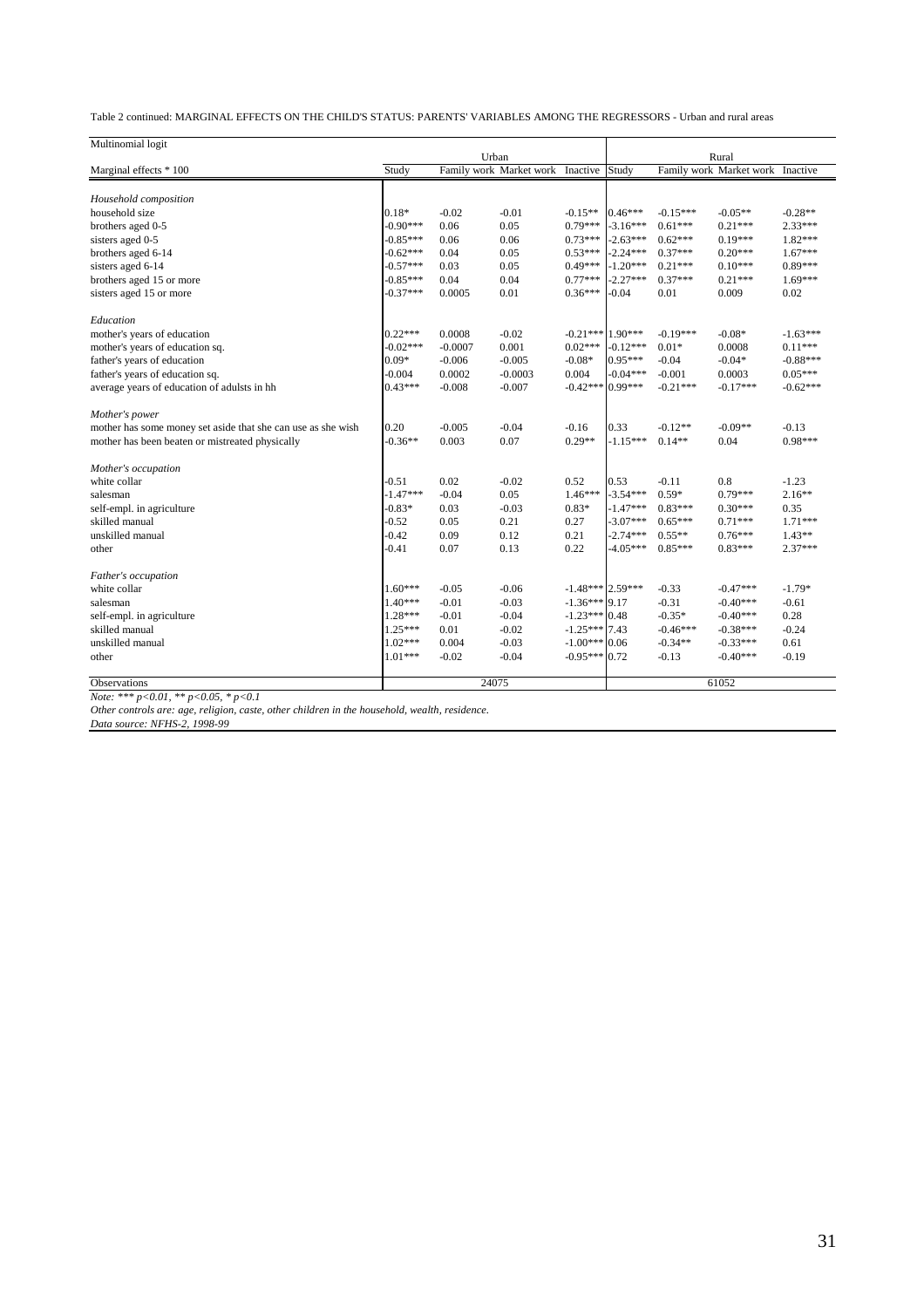Table 2 continued: MARGINAL EFFECTS ON THE CHILD'S STATUS: PARENTS' VARIABLES AMONG THE REGRESSORS - Urban and rural areas

| Multinomial logit | Urban | | | | Rural | | | |
|---|---|---|---|---|---|---|---|---|
| Marginal effects * 100 | Study | Family work | Market work | Inactive | Study | Family work | Market work | Inactive |
| *Household composition* | | | | | | | | |
| household size | 0.18* | -0.02 | -0.01 | -0.15** | 0.46*** | -0.15*** | -0.05** | -0.28** |
| brothers aged 0-5 | -0.90*** | 0.06 | 0.05 | 0.79*** | -3.16*** | 0.61*** | 0.21*** | 2.33*** |
| sisters aged 0-5 | -0.85*** | 0.06 | 0.06 | 0.73*** | -2.63*** | 0.62*** | 0.19*** | 1.82*** |
| brothers aged 6-14 | -0.62*** | 0.04 | 0.05 | 0.53*** | -2.24*** | 0.37*** | 0.20*** | 1.67*** |
| sisters aged 6-14 | -0.57*** | 0.03 | 0.05 | 0.49*** | -1.20*** | 0.21*** | 0.10*** | 0.89*** |
| brothers aged 15 or more | -0.85*** | 0.04 | 0.04 | 0.77*** | -2.27*** | 0.37*** | 0.21*** | 1.69*** |
| sisters aged 15 or more | -0.37*** | 0.0005 | 0.01 | 0.36*** | -0.04 | 0.01 | 0.009 | 0.02 |
| *Education* | | | | | | | | |
| mother's years of education | 0.22*** | 0.0008 | -0.02 | -0.21*** | 1.90*** | -0.19*** | -0.08* | -1.63*** |
| mother's years of education sq. | -0.02*** | -0.0007 | 0.001 | 0.02*** | -0.12*** | 0.01* | 0.0008 | 0.11*** |
| father's years of education | 0.09* | -0.006 | -0.005 | -0.08* | 0.95*** | -0.04 | -0.04* | -0.88*** |
| father's years of education sq. | -0.004 | 0.0002 | -0.0003 | 0.004 | -0.04*** | -0.001 | 0.0003 | 0.05*** |
| average years of education of adulsts in hh | 0.43*** | -0.008 | -0.007 | -0.42*** | 0.99*** | -0.21*** | -0.17*** | -0.62*** |
| *Mother's power* | | | | | | | | |
| mother has some money set aside that she can use as she wish | 0.20 | -0.005 | -0.04 | -0.16 | 0.33 | -0.12** | -0.09** | -0.13 |
| mother has been beaten or mistreated physically | -0.36** | 0.003 | 0.07 | 0.29** | -1.15*** | 0.14** | 0.04 | 0.98*** |
| *Mother's occupation* | | | | | | | | |
| white collar | -0.51 | 0.02 | -0.02 | 0.52 | 0.53 | -0.11 | 0.8 | -1.23 |
| salesman | -1.47*** | -0.04 | 0.05 | 1.46*** | -3.54*** | 0.59* | 0.79*** | 2.16** |
| self-empl. in agriculture | -0.83* | 0.03 | -0.03 | 0.83* | -1.47*** | 0.83*** | 0.30*** | 0.35 |
| skilled manual | -0.52 | 0.05 | 0.21 | 0.27 | -3.07*** | 0.65*** | 0.71*** | 1.71*** |
| unskilled manual | -0.42 | 0.09 | 0.12 | 0.21 | -2.74*** | 0.55** | 0.76*** | 1.43** |
| other | -0.41 | 0.07 | 0.13 | 0.22 | -4.05*** | 0.85*** | 0.83*** | 2.37*** |
| *Father's occupation* | | | | | | | | |
| white collar | 1.60*** | -0.05 | -0.06 | -1.48*** | 2.59*** | -0.33 | -0.47*** | -1.79* |
| salesman | 1.40*** | -0.01 | -0.03 | -1.36*** | 9.17 | -0.31 | -0.40*** | -0.61 |
| self-empl. in agriculture | 1.28*** | -0.01 | -0.04 | -1.23*** | 0.48 | -0.35* | -0.40*** | 0.28 |
| skilled manual | 1.25*** | 0.01 | -0.02 | -1.25*** | 7.43 | -0.46*** | -0.38*** | -0.24 |
| unskilled manual | 1.02*** | 0.004 | -0.03 | -1.00*** | 0.06 | -0.34** | -0.33*** | 0.61 |
| other | 1.01*** | -0.02 | -0.04 | -0.95*** | 0.72 | -0.13 | -0.40*** | -0.19 |
| Observations | 24075 | | | | 61052 | | | |

*Note: *** p<0.01, ** p<0.05, * p<0.1*

*Other controls are: age, religion, caste, other children in the household, wealth, residence.*

*Data source: NFHS-2, 1998-99*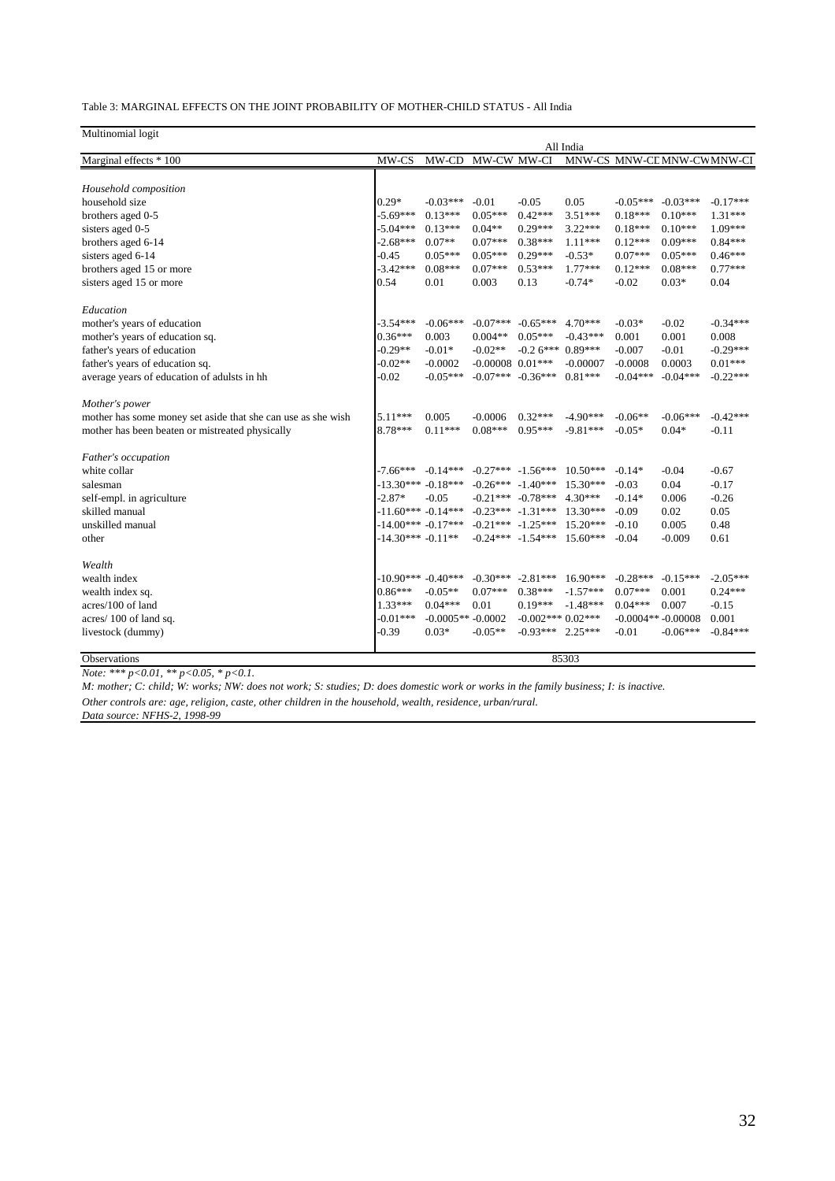Table 3: MARGINAL EFFECTS ON THE JOINT PROBABILITY OF MOTHER-CHILD STATUS - All India

| Multinomial logit | | | | | | | | |
|---|---|---|---|---|---|---|---|---|
| | All India | | | | | | | |
| Marginal effects * 100 | MW-CS | MW-CD | MW-CW | MW-CI | MNW-CS | MNW-CD | MNW-CW | MNW-CI |
| *Household composition* | | | | | | | | |
| household size | 0.29* | -0.03*** | -0.01 | -0.05 | 0.05 | -0.05*** | -0.03*** | -0.17*** |
| brothers aged 0-5 | -5.69*** | 0.13*** | 0.05*** | 0.42*** | 3.51*** | 0.18*** | 0.10*** | 1.31*** |
| sisters aged 0-5 | -5.04*** | 0.13*** | 0.04** | 0.29*** | 3.22*** | 0.18*** | 0.10*** | 1.09*** |
| brothers aged 6-14 | -2.68*** | 0.07** | 0.07*** | 0.38*** | 1.11*** | 0.12*** | 0.09*** | 0.84*** |
| sisters aged 6-14 | -0.45 | 0.05*** | 0.05*** | 0.29*** | -0.53* | 0.07*** | 0.05*** | 0.46*** |
| brothers aged 15 or more | -3.42*** | 0.08*** | 0.07*** | 0.53*** | 1.77*** | 0.12*** | 0.08*** | 0.77*** |
| sisters aged 15 or more | 0.54 | 0.01 | 0.003 | 0.13 | -0.74* | -0.02 | 0.03* | 0.04 |
| *Education* | | | | | | | | |
| mother's years of education | -3.54*** | -0.06*** | -0.07*** | -0.65*** | 4.70*** | -0.03* | -0.02 | -0.34*** |
| mother's years of education sq. | 0.36*** | 0.003 | 0.004** | 0.05*** | -0.43*** | 0.001 | 0.001 | 0.008 |
| father's years of education | -0.29** | -0.01* | -0.02** | -0.2 6*** | 0.89*** | -0.007 | -0.01 | -0.29*** |
| father's years of education sq. | -0.02** | -0.0002 | -0.00008 | 0.01*** | -0.00007 | -0.0008 | 0.0003 | 0.01*** |
| average years of education of adulsts in hh | -0.02 | -0.05*** | -0.07*** | -0.36*** | 0.81*** | -0.04*** | -0.04*** | -0.22*** |
| *Mother's power* | | | | | | | | |
| mother has some money set aside that she can use as she wish | 5.11*** | 0.005 | -0.0006 | 0.32*** | -4.90*** | -0.06** | -0.06*** | -0.42*** |
| mother has been beaten or mistreated physically | 8.78*** | 0.11*** | 0.08*** | 0.95*** | -9.81*** | -0.05* | 0.04* | -0.11 |
| *Father's occupation* | | | | | | | | |
| white collar | -7.66*** | -0.14*** | -0.27*** | -1.56*** | 10.50*** | -0.14* | -0.04 | -0.67 |
| salesman | -13.30*** | -0.18*** | -0.26*** | -1.40*** | 15.30*** | -0.03 | 0.04 | -0.17 |
| self-empl. in agriculture | -2.87* | -0.05 | -0.21*** | -0.78*** | 4.30*** | -0.14* | 0.006 | -0.26 |
| skilled manual | -11.60*** | -0.14*** | -0.23*** | -1.31*** | 13.30*** | -0.09 | 0.02 | 0.05 |
| unskilled manual | -14.00*** | -0.17*** | -0.21*** | -1.25*** | 15.20*** | -0.10 | 0.005 | 0.48 |
| other | -14.30*** | -0.11** | -0.24*** | -1.54*** | 15.60*** | -0.04 | -0.009 | 0.61 |
| *Wealth* | | | | | | | | |
| wealth index | -10.90*** | -0.40*** | -0.30*** | -2.81*** | 16.90*** | -0.28*** | -0.15*** | -2.05*** |
| wealth index sq. | 0.86*** | -0.05** | 0.07*** | 0.38*** | -1.57*** | 0.07*** | 0.001 | 0.24*** |
| acres/100 of land | 1.33*** | 0.04*** | 0.01 | 0.19*** | -1.48*** | 0.04*** | 0.007 | -0.15 |
| acres/ 100 of land sq. | -0.01*** | -0.0005** | -0.0002 | -0.002*** | 0.02*** | -0.0004** | -0.00008 | 0.001 |
| livestock (dummy) | -0.39 | 0.03* | -0.05** | -0.93*** | 2.25*** | -0.01 | -0.06*** | -0.84*** |
| Observations | | | | | 85303 | | | |

*Note: *** p<0.01, ** p<0.05, * p<0.1.*

*M: mother; C: child; W: works; NW: does not work; S: studies; D: does domestic work or works in the family business; I: is inactive.*

*Other controls are: age, religion, caste, other children in the household, wealth, residence, urban/rural.*

*Data source: NFHS-2, 1998-99*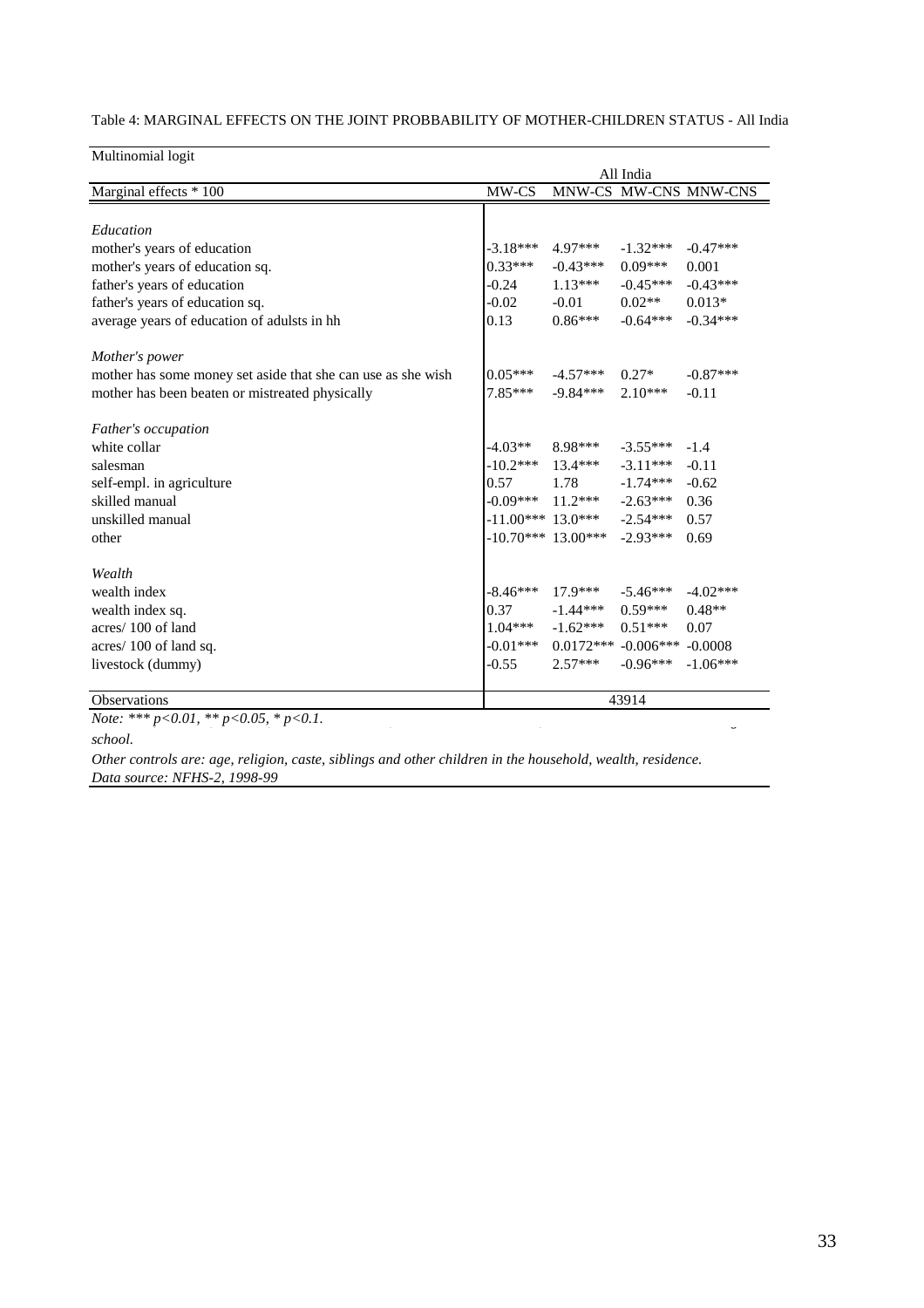Table 4: MARGINAL EFFECTS ON THE JOINT PROBBABILITY OF MOTHER-CHILDREN STATUS - All India

| Multinomial logit | | | | |
|---|---|---|---|---|
| | All India | | | |
| Marginal effects * 100 | MW-CS | MNW-CS | MW-CNS | MNW-CNS |
| *Education* | | | | |
| mother's years of education | -3.18*** | 4.97*** | -1.32*** | -0.47*** |
| mother's years of education sq. | 0.33*** | -0.43*** | 0.09*** | 0.001 |
| father's years of education | -0.24 | 1.13*** | -0.45*** | -0.43*** |
| father's years of education sq. | -0.02 | -0.01 | 0.02** | 0.013* |
| average years of education of adulsts in hh | 0.13 | 0.86*** | -0.64*** | -0.34*** |
| *Mother's power* | | | | |
| mother has some money set aside that she can use as she wish | 0.05*** | -4.57*** | 0.27* | -0.87*** |
| mother has been beaten or mistreated physically | 7.85*** | -9.84*** | 2.10*** | -0.11 |
| *Father's occupation* | | | | |
| white collar | -4.03** | 8.98*** | -3.55*** | -1.4 |
| salesman | -10.2*** | 13.4*** | -3.11*** | -0.11 |
| self-empl. in agriculture | 0.57 | 1.78 | -1.74*** | -0.62 |
| skilled manual | -0.09*** | 11.2*** | -2.63*** | 0.36 |
| unskilled manual | -11.00*** | 13.0*** | -2.54*** | 0.57 |
| other | -10.70*** | 13.00*** | -2.93*** | 0.69 |
| *Wealth* | | | | |
| wealth index | -8.46*** | 17.9*** | -5.46*** | -4.02*** |
| wealth index sq. | 0.37 | -1.44*** | 0.59*** | 0.48** |
| acres/ 100 of land | 1.04*** | -1.62*** | 0.51*** | 0.07 |
| acres/ 100 of land sq. | -0.01*** | 0.0172*** | -0.006*** | -0.0008 |
| livestock (dummy) | -0.55 | 2.57*** | -0.96*** | -1.06*** |
| Observations | 43914 | | | |

*Note: *** p<0.01, ** p<0.05, * p<0.1.*

*school.*

*Other controls are: age, religion, caste, siblings and other children in the household, wealth, residence.*

*Data source: NFHS-2, 1998-99*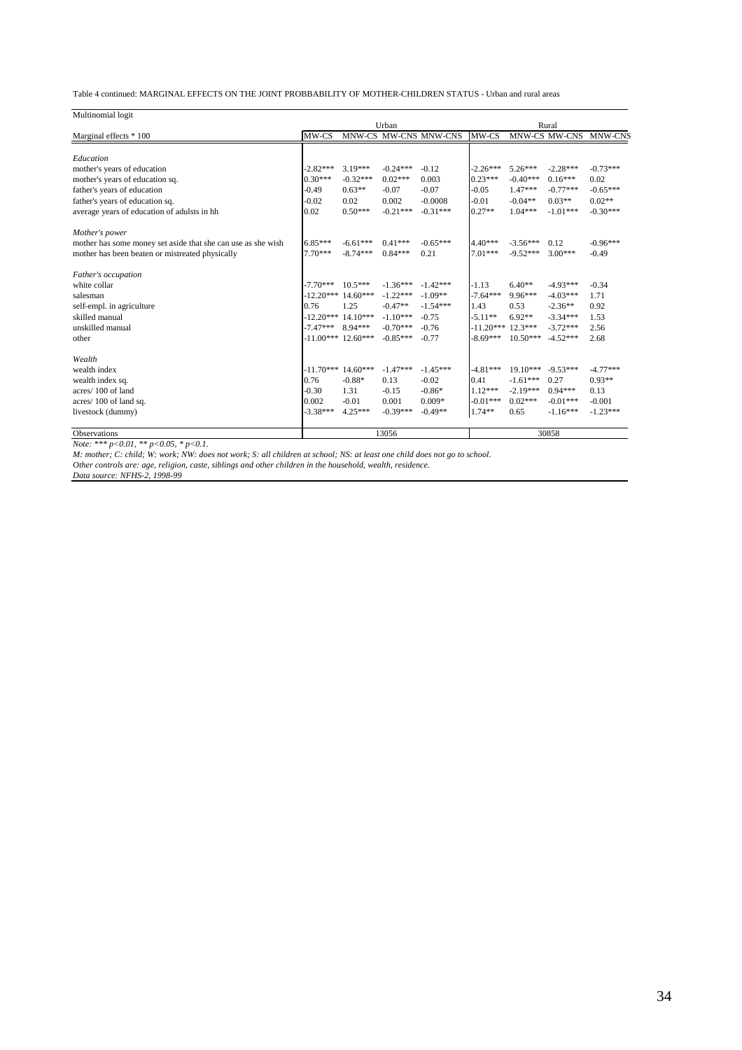Table 4 continued: MARGINAL EFFECTS ON THE JOINT PROBBABILITY OF MOTHER-CHILDREN STATUS - Urban and rural areas

| Multinomial logit | Urban | | | | Rural | | | |
|---|---|---|---|---|---|---|---|---|
| Marginal effects * 100 | MW-CS | MNW-CS | MW-CNS | MNW-CNS | MW-CS | MNW-CS | MW-CNS | MNW-CNS |
| *Education* | | | | | | | | |
| mother's years of education | -2.82*** | 3.19*** | -0.24*** | -0.12 | -2.26*** | 5.26*** | -2.28*** | -0.73*** |
| mother's years of education sq. | 0.30*** | -0.32*** | 0.02*** | 0.003 | 0.23*** | -0.40*** | 0.16*** | 0.02 |
| father's years of education | -0.49 | 0.63** | -0.07 | -0.07 | -0.05 | 1.47*** | -0.77*** | -0.65*** |
| father's years of education sq. | -0.02 | 0.02 | 0.002 | -0.0008 | -0.01 | -0.04** | 0.03** | 0.02** |
| average years of education of adulsts in hh | 0.02 | 0.50*** | -0.21*** | -0.31*** | 0.27** | 1.04*** | -1.01*** | -0.30*** |
| *Mother's power* | | | | | | | | |
| mother has some money set aside that she can use as she wish | 6.85*** | -6.61*** | 0.41*** | -0.65*** | 4.40*** | -3.56*** | 0.12 | -0.96*** |
| mother has been beaten or mistreated physically | 7.70*** | -8.74*** | 0.84*** | 0.21 | 7.01*** | -9.52*** | 3.00*** | -0.49 |
| *Father's occupation* | | | | | | | | |
| white collar | -7.70*** | 10.5*** | -1.36*** | -1.42*** | -1.13 | 6.40** | -4.93*** | -0.34 |
| salesman | -12.20*** | 14.60*** | -1.22*** | -1.09** | -7.64*** | 9.96*** | -4.03*** | 1.71 |
| self-empl. in agriculture | 0.76 | 1.25 | -0.47** | -1.54*** | 1.43 | 0.53 | -2.36** | 0.92 |
| skilled manual | -12.20*** | 14.10*** | -1.10*** | -0.75 | -5.11** | 6.92** | -3.34*** | 1.53 |
| unskilled manual | -7.47*** | 8.94*** | -0.70*** | -0.76 | -11.20*** | 12.3*** | -3.72*** | 2.56 |
| other | -11.00*** | 12.60*** | -0.85*** | -0.77 | -8.69*** | 10.50*** | -4.52*** | 2.68 |
| *Wealth* | | | | | | | | |
| wealth index | -11.70*** | 14.60*** | -1.47*** | -1.45*** | -4.81*** | 19.10*** | -9.53*** | -4.77*** |
| wealth index sq. | 0.76 | -0.88* | 0.13 | -0.02 | 0.41 | -1.61*** | 0.27 | 0.93** |
| acres/ 100 of land | -0.30 | 1.31 | -0.15 | -0.86* | 1.12*** | -2.19*** | 0.94*** | 0.13 |
| acres/ 100 of land sq. | 0.002 | -0.01 | 0.001 | 0.009* | -0.01*** | 0.02*** | -0.01*** | -0.001 |
| livestock (dummy) | -3.38*** | 4.25*** | -0.39*** | -0.49** | 1.74** | 0.65 | -1.16*** | -1.23*** |
| Observations | | | 13056 | | | | 30858 | |

*Note: *** p<0.01, ** p<0.05, * p<0.1.*
*M: mother; C: child; W: work; NW: does not work; S: all children at school; NS: at least one child does not go to school.*
*Other controls are: age, religion, caste, siblings and other children in the household, wealth, residence.*
*Data source: NFHS-2, 1998-99*